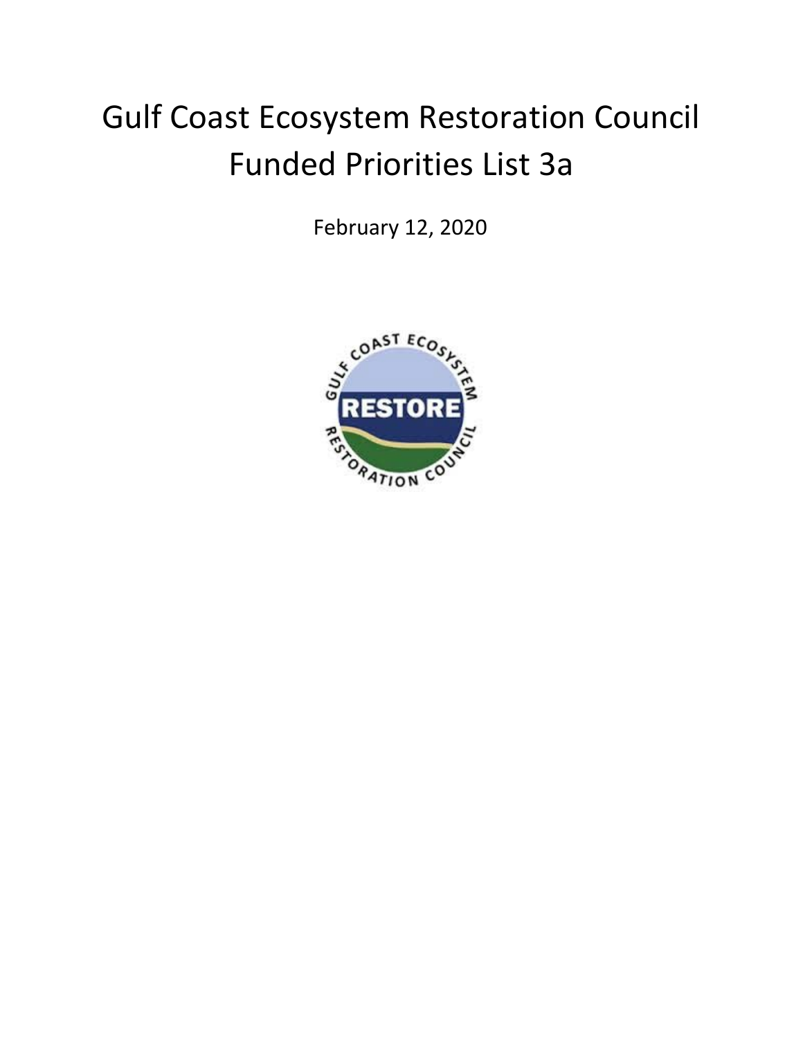# Gulf Coast Ecosystem Restoration Council Funded Priorities List 3a

February 12, 2020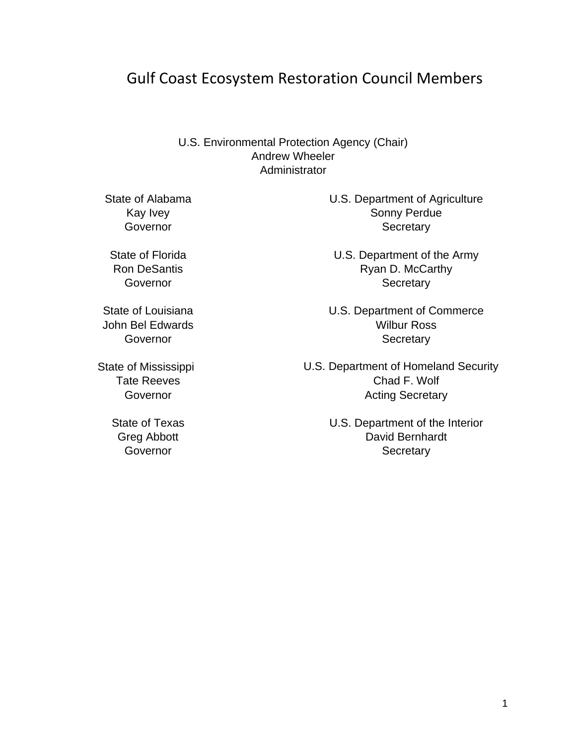# Gulf Coast Ecosystem Restoration Council Members

U.S. Environmental Protection Agency (Chair)
Andrew Wheeler
Administrator

State of Alabama
Kay Ivey
Governor

State of Florida
Ron DeSantis
Governor

State of Louisiana
John Bel Edwards
Governor

State of Mississippi
Tate Reeves
Governor

State of Texas
Greg Abbott
Governor

U.S. Department of Agriculture
Sonny Perdue
Secretary

U.S. Department of the Army
Ryan D. McCarthy
Secretary

U.S. Department of Commerce
Wilbur Ross
Secretary

U.S. Department of Homeland Security
Chad F. Wolf
Acting Secretary

U.S. Department of the Interior
David Bernhardt
Secretary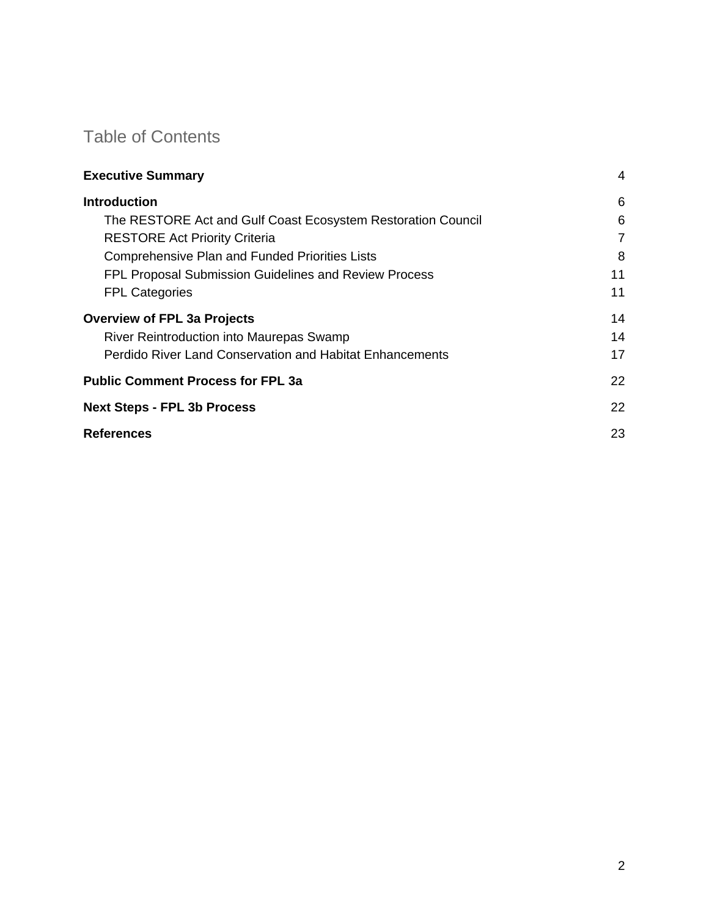# Table of Contents

**Executive Summary** 4

**Introduction** 6

- The RESTORE Act and Gulf Coast Ecosystem Restoration Council 6
- RESTORE Act Priority Criteria 7
- Comprehensive Plan and Funded Priorities Lists 8
- FPL Proposal Submission Guidelines and Review Process 11
- FPL Categories 11

**Overview of FPL 3a Projects** 14

- River Reintroduction into Maurepas Swamp 14
- Perdido River Land Conservation and Habitat Enhancements 17

**Public Comment Process for FPL 3a** 22

**Next Steps - FPL 3b Process** 22

**References** 23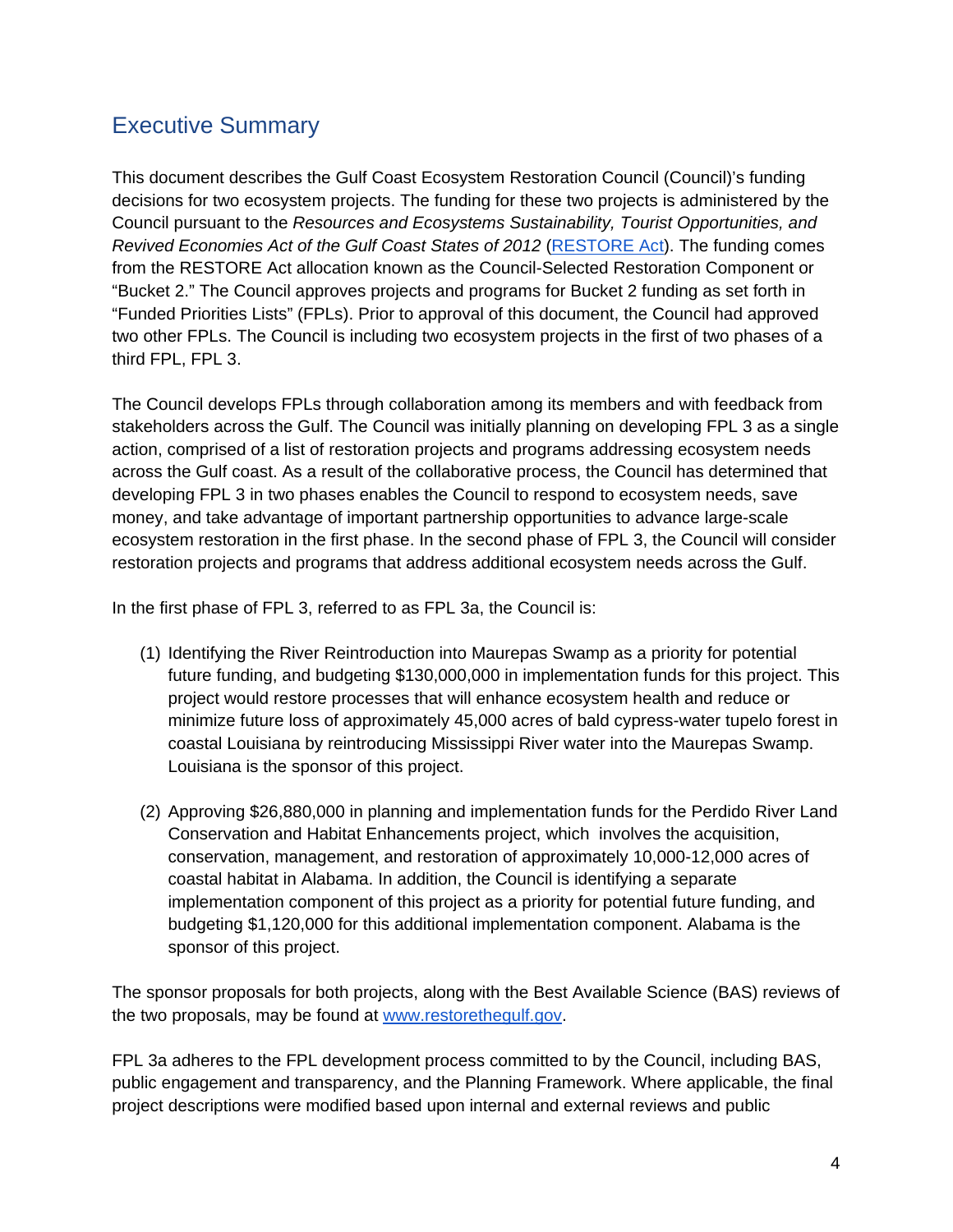## Executive Summary

This document describes the Gulf Coast Ecosystem Restoration Council (Council)'s funding decisions for two ecosystem projects. The funding for these two projects is administered by the Council pursuant to the *Resources and Ecosystems Sustainability, Tourist Opportunities, and Revived Economies Act of the Gulf Coast States of 2012* (RESTORE Act). The funding comes from the RESTORE Act allocation known as the Council-Selected Restoration Component or "Bucket 2." The Council approves projects and programs for Bucket 2 funding as set forth in "Funded Priorities Lists" (FPLs). Prior to approval of this document, the Council had approved two other FPLs. The Council is including two ecosystem projects in the first of two phases of a third FPL, FPL 3.

The Council develops FPLs through collaboration among its members and with feedback from stakeholders across the Gulf. The Council was initially planning on developing FPL 3 as a single action, comprised of a list of restoration projects and programs addressing ecosystem needs across the Gulf coast. As a result of the collaborative process, the Council has determined that developing FPL 3 in two phases enables the Council to respond to ecosystem needs, save money, and take advantage of important partnership opportunities to advance large-scale ecosystem restoration in the first phase. In the second phase of FPL 3, the Council will consider restoration projects and programs that address additional ecosystem needs across the Gulf.

In the first phase of FPL 3, referred to as FPL 3a, the Council is:

(1) Identifying the River Reintroduction into Maurepas Swamp as a priority for potential future funding, and budgeting $130,000,000 in implementation funds for this project. This project would restore processes that will enhance ecosystem health and reduce or minimize future loss of approximately 45,000 acres of bald cypress-water tupelo forest in coastal Louisiana by reintroducing Mississippi River water into the Maurepas Swamp. Louisiana is the sponsor of this project.

(2) Approving $26,880,000 in planning and implementation funds for the Perdido River Land Conservation and Habitat Enhancements project, which involves the acquisition, conservation, management, and restoration of approximately 10,000-12,000 acres of coastal habitat in Alabama. In addition, the Council is identifying a separate implementation component of this project as a priority for potential future funding, and budgeting $1,120,000 for this additional implementation component. Alabama is the sponsor of this project.

The sponsor proposals for both projects, along with the Best Available Science (BAS) reviews of the two proposals, may be found at www.restorethegulf.gov.

FPL 3a adheres to the FPL development process committed to by the Council, including BAS, public engagement and transparency, and the Planning Framework. Where applicable, the final project descriptions were modified based upon internal and external reviews and public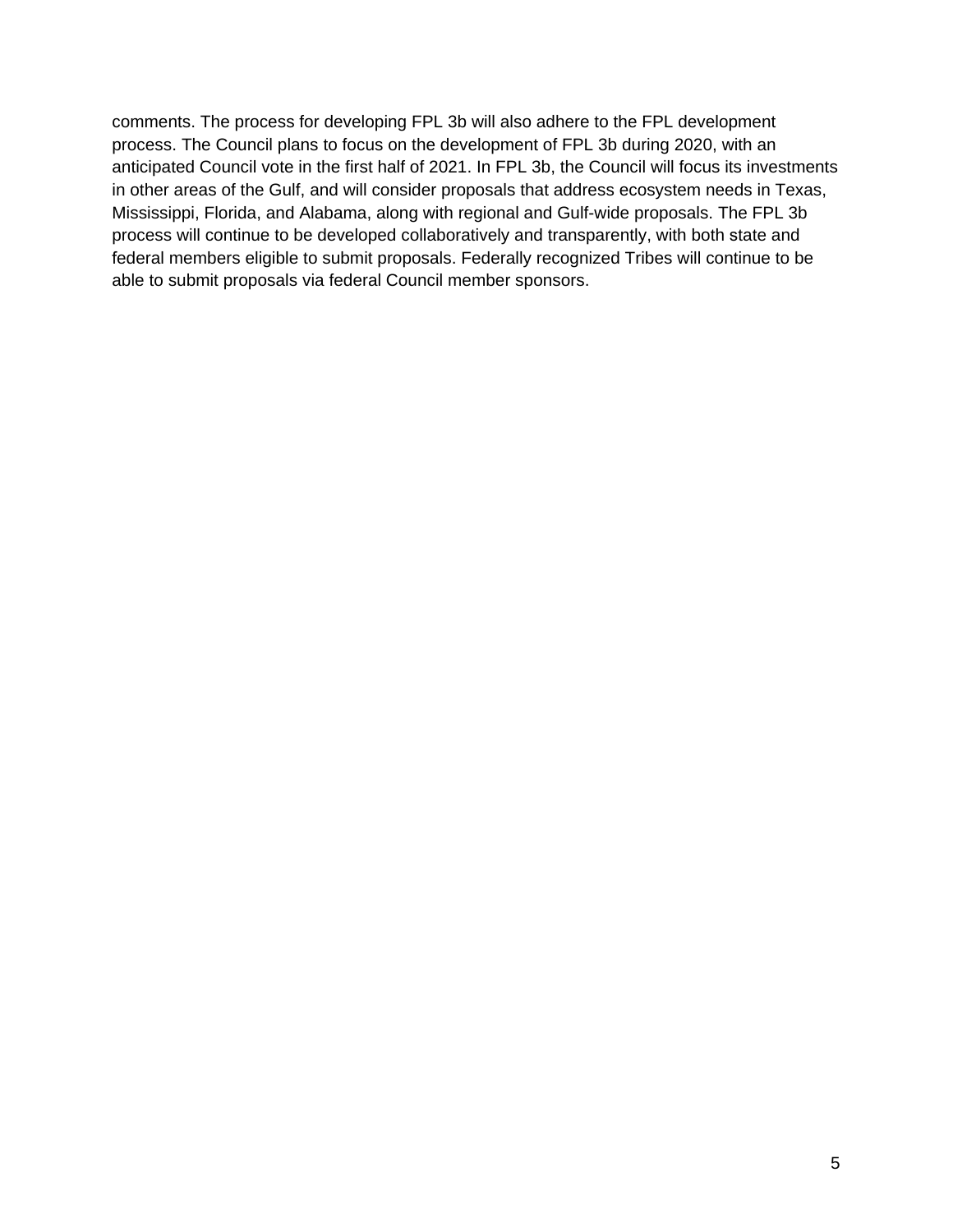comments. The process for developing FPL 3b will also adhere to the FPL development process. The Council plans to focus on the development of FPL 3b during 2020, with an anticipated Council vote in the first half of 2021. In FPL 3b, the Council will focus its investments in other areas of the Gulf, and will consider proposals that address ecosystem needs in Texas, Mississippi, Florida, and Alabama, along with regional and Gulf-wide proposals. The FPL 3b process will continue to be developed collaboratively and transparently, with both state and federal members eligible to submit proposals. Federally recognized Tribes will continue to be able to submit proposals via federal Council member sponsors.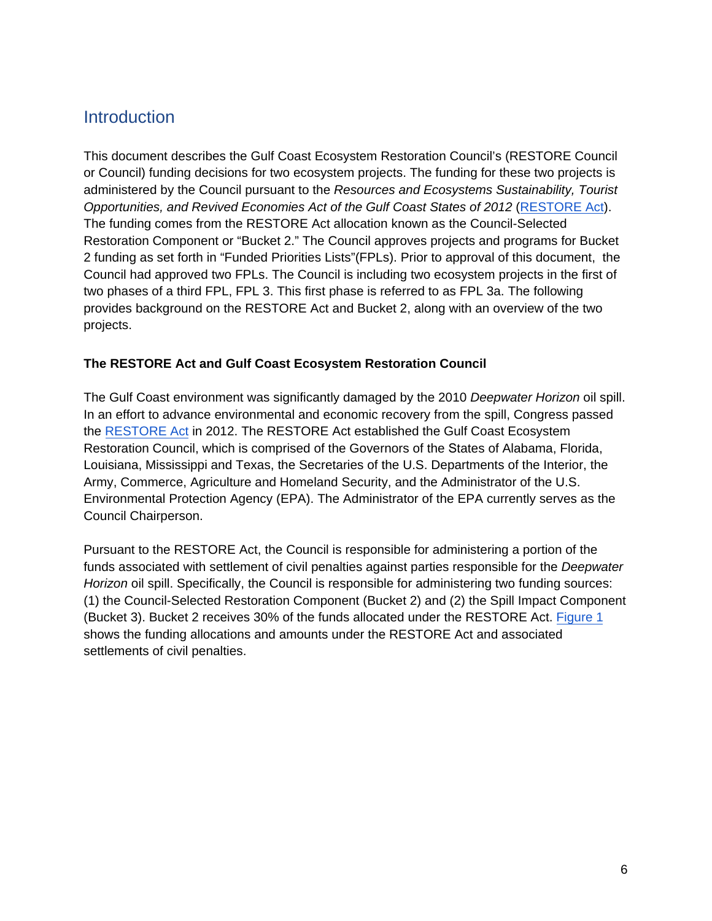# Introduction

This document describes the Gulf Coast Ecosystem Restoration Council's (RESTORE Council or Council) funding decisions for two ecosystem projects. The funding for these two projects is administered by the Council pursuant to the *Resources and Ecosystems Sustainability, Tourist Opportunities, and Revived Economies Act of the Gulf Coast States of 2012* (RESTORE Act). The funding comes from the RESTORE Act allocation known as the Council-Selected Restoration Component or "Bucket 2." The Council approves projects and programs for Bucket 2 funding as set forth in "Funded Priorities Lists"(FPLs). Prior to approval of this document, the Council had approved two FPLs. The Council is including two ecosystem projects in the first of two phases of a third FPL, FPL 3. This first phase is referred to as FPL 3a. The following provides background on the RESTORE Act and Bucket 2, along with an overview of the two projects.

**The RESTORE Act and Gulf Coast Ecosystem Restoration Council**

The Gulf Coast environment was significantly damaged by the 2010 *Deepwater Horizon* oil spill. In an effort to advance environmental and economic recovery from the spill, Congress passed the RESTORE Act in 2012. The RESTORE Act established the Gulf Coast Ecosystem Restoration Council, which is comprised of the Governors of the States of Alabama, Florida, Louisiana, Mississippi and Texas, the Secretaries of the U.S. Departments of the Interior, the Army, Commerce, Agriculture and Homeland Security, and the Administrator of the U.S. Environmental Protection Agency (EPA). The Administrator of the EPA currently serves as the Council Chairperson.

Pursuant to the RESTORE Act, the Council is responsible for administering a portion of the funds associated with settlement of civil penalties against parties responsible for the *Deepwater Horizon* oil spill. Specifically, the Council is responsible for administering two funding sources: (1) the Council-Selected Restoration Component (Bucket 2) and (2) the Spill Impact Component (Bucket 3). Bucket 2 receives 30% of the funds allocated under the RESTORE Act. Figure 1 shows the funding allocations and amounts under the RESTORE Act and associated settlements of civil penalties.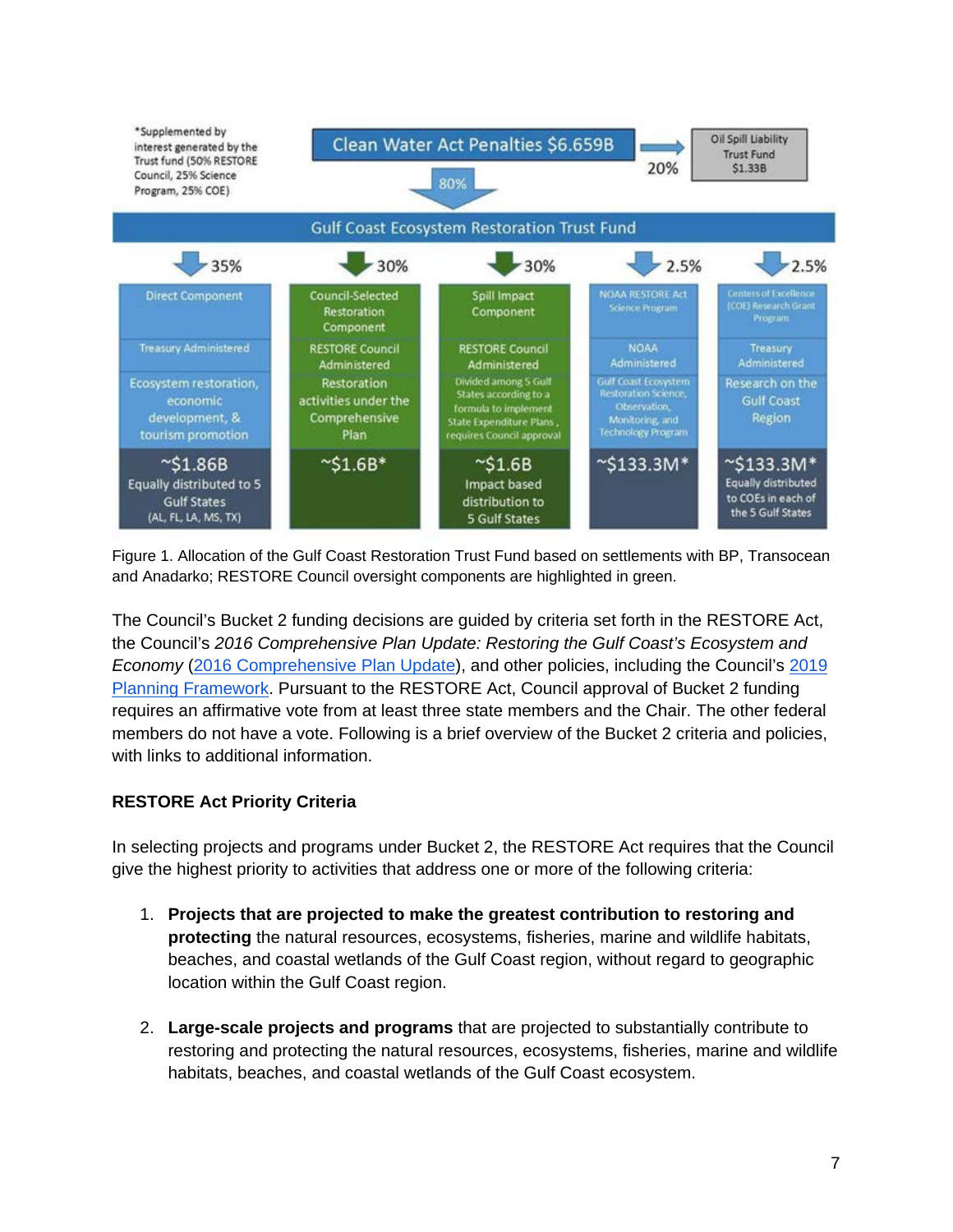*Supplemented by interest generated by the Trust fund (50% RESTORE Council, 25% Science Program, 25% COE)

Clean Water Act Penalties $6.659B → 20% → Oil Spill Liability Trust Fund $1.33B

80% ↓

**Gulf Coast Ecosystem Restoration Trust Fund**

| 35% | 30% | 30% | 2.5% | 2.5% |
|---|---|---|---|---|
| Direct Component | Council-Selected Restoration Component | Spill Impact Component | NOAA RESTORE Act Science Program | Centers of Excellence (COE) Research Grant Program |
| Treasury Administered | RESTORE Council Administered | RESTORE Council Administered | NOAA Administered | Treasury Administered |
| Ecosystem restoration, economic development, & tourism promotion | Restoration activities under the Comprehensive Plan | Divided among 5 Gulf States according to a formula to implement State Expenditure Plans, requires Council approval | Gulf Coast Ecosystem Restoration Science, Observation, Monitoring, and Technology Program | Research on the Gulf Coast Region |
| ~$1.86B Equally distributed to 5 Gulf States (AL, FL, LA, MS, TX) | ~$1.6B* | ~$1.6B Impact based distribution to 5 Gulf States | ~$133.3M* | ~$133.3M* Equally distributed to COEs in each of the 5 Gulf States |

Figure 1. Allocation of the Gulf Coast Restoration Trust Fund based on settlements with BP, Transocean and Anadarko; RESTORE Council oversight components are highlighted in green.

The Council's Bucket 2 funding decisions are guided by criteria set forth in the RESTORE Act, the Council's *2016 Comprehensive Plan Update: Restoring the Gulf Coast's Ecosystem and Economy* (2016 Comprehensive Plan Update), and other policies, including the Council's 2019 Planning Framework. Pursuant to the RESTORE Act, Council approval of Bucket 2 funding requires an affirmative vote from at least three state members and the Chair. The other federal members do not have a vote. Following is a brief overview of the Bucket 2 criteria and policies, with links to additional information.

**RESTORE Act Priority Criteria**

In selecting projects and programs under Bucket 2, the RESTORE Act requires that the Council give the highest priority to activities that address one or more of the following criteria:

1. **Projects that are projected to make the greatest contribution to restoring and protecting** the natural resources, ecosystems, fisheries, marine and wildlife habitats, beaches, and coastal wetlands of the Gulf Coast region, without regard to geographic location within the Gulf Coast region.

2. **Large-scale projects and programs** that are projected to substantially contribute to restoring and protecting the natural resources, ecosystems, fisheries, marine and wildlife habitats, beaches, and coastal wetlands of the Gulf Coast ecosystem.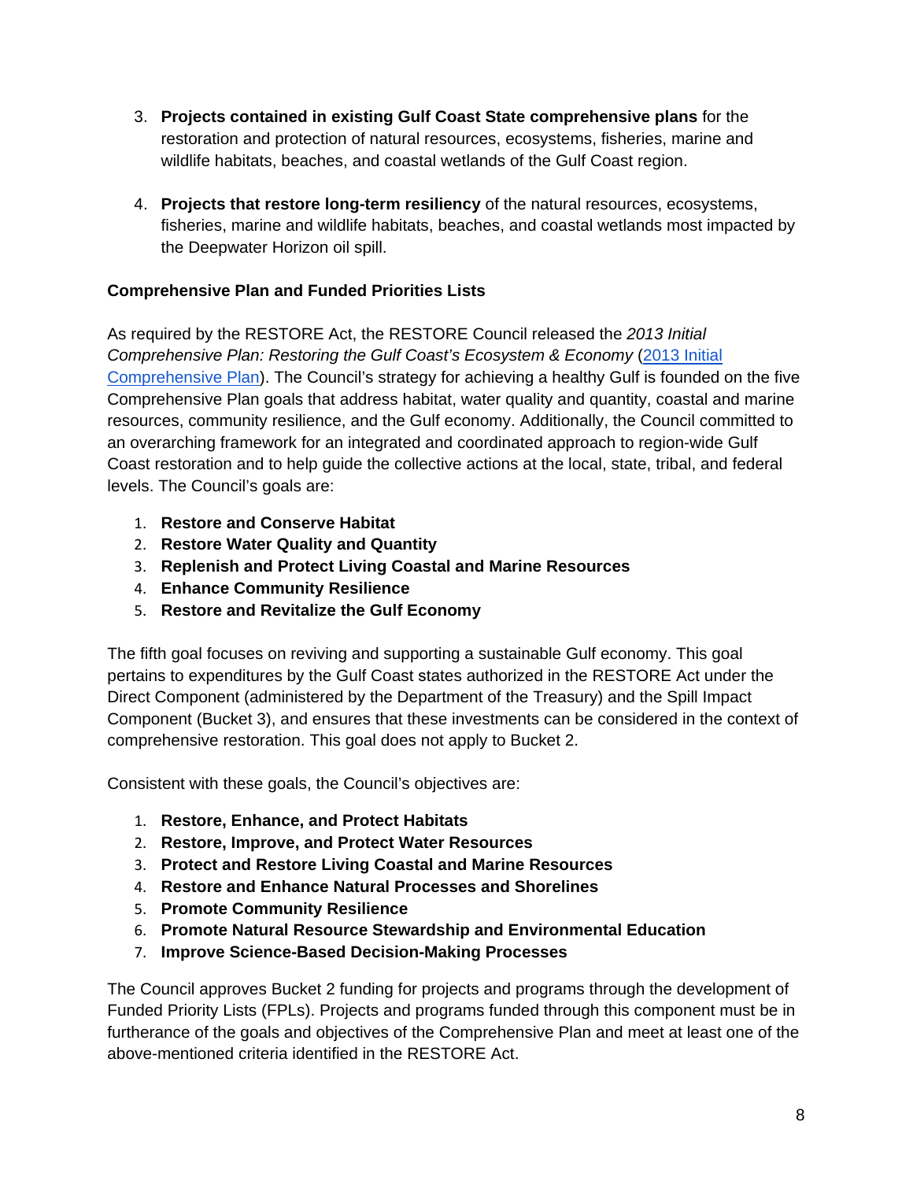3. **Projects contained in existing Gulf Coast State comprehensive plans** for the restoration and protection of natural resources, ecosystems, fisheries, marine and wildlife habitats, beaches, and coastal wetlands of the Gulf Coast region.

4. **Projects that restore long-term resiliency** of the natural resources, ecosystems, fisheries, marine and wildlife habitats, beaches, and coastal wetlands most impacted by the Deepwater Horizon oil spill.

**Comprehensive Plan and Funded Priorities Lists**

As required by the RESTORE Act, the RESTORE Council released the *2013 Initial Comprehensive Plan: Restoring the Gulf Coast's Ecosystem & Economy* ([2013 Initial Comprehensive Plan]()). The Council's strategy for achieving a healthy Gulf is founded on the five Comprehensive Plan goals that address habitat, water quality and quantity, coastal and marine resources, community resilience, and the Gulf economy. Additionally, the Council committed to an overarching framework for an integrated and coordinated approach to region-wide Gulf Coast restoration and to help guide the collective actions at the local, state, tribal, and federal levels. The Council's goals are:

1. **Restore and Conserve Habitat**
2. **Restore Water Quality and Quantity**
3. **Replenish and Protect Living Coastal and Marine Resources**
4. **Enhance Community Resilience**
5. **Restore and Revitalize the Gulf Economy**

The fifth goal focuses on reviving and supporting a sustainable Gulf economy. This goal pertains to expenditures by the Gulf Coast states authorized in the RESTORE Act under the Direct Component (administered by the Department of the Treasury) and the Spill Impact Component (Bucket 3), and ensures that these investments can be considered in the context of comprehensive restoration. This goal does not apply to Bucket 2.

Consistent with these goals, the Council's objectives are:

1. **Restore, Enhance, and Protect Habitats**
2. **Restore, Improve, and Protect Water Resources**
3. **Protect and Restore Living Coastal and Marine Resources**
4. **Restore and Enhance Natural Processes and Shorelines**
5. **Promote Community Resilience**
6. **Promote Natural Resource Stewardship and Environmental Education**
7. **Improve Science-Based Decision-Making Processes**

The Council approves Bucket 2 funding for projects and programs through the development of Funded Priority Lists (FPLs). Projects and programs funded through this component must be in furtherance of the goals and objectives of the Comprehensive Plan and meet at least one of the above-mentioned criteria identified in the RESTORE Act.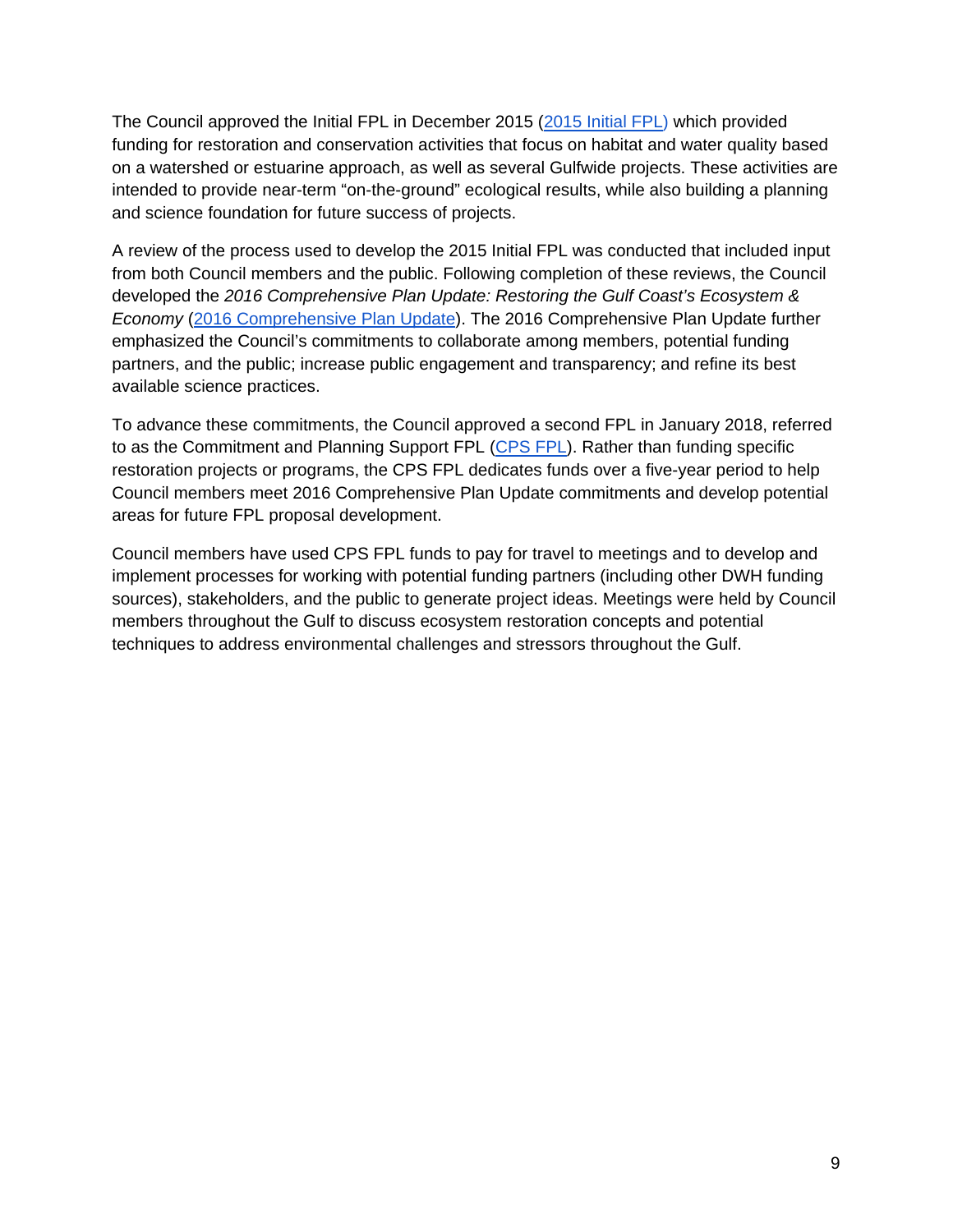The Council approved the Initial FPL in December 2015 ([2015 Initial FPL)](2015 Initial FPL) which provided funding for restoration and conservation activities that focus on habitat and water quality based on a watershed or estuarine approach, as well as several Gulfwide projects. These activities are intended to provide near-term “on-the-ground” ecological results, while also building a planning and science foundation for future success of projects.

A review of the process used to develop the 2015 Initial FPL was conducted that included input from both Council members and the public. Following completion of these reviews, the Council developed the *2016 Comprehensive Plan Update: Restoring the Gulf Coast’s Ecosystem & Economy* (2016 Comprehensive Plan Update). The 2016 Comprehensive Plan Update further emphasized the Council’s commitments to collaborate among members, potential funding partners, and the public; increase public engagement and transparency; and refine its best available science practices.

To advance these commitments, the Council approved a second FPL in January 2018, referred to as the Commitment and Planning Support FPL (CPS FPL). Rather than funding specific restoration projects or programs, the CPS FPL dedicates funds over a five-year period to help Council members meet 2016 Comprehensive Plan Update commitments and develop potential areas for future FPL proposal development.

Council members have used CPS FPL funds to pay for travel to meetings and to develop and implement processes for working with potential funding partners (including other DWH funding sources), stakeholders, and the public to generate project ideas. Meetings were held by Council members throughout the Gulf to discuss ecosystem restoration concepts and potential techniques to address environmental challenges and stressors throughout the Gulf.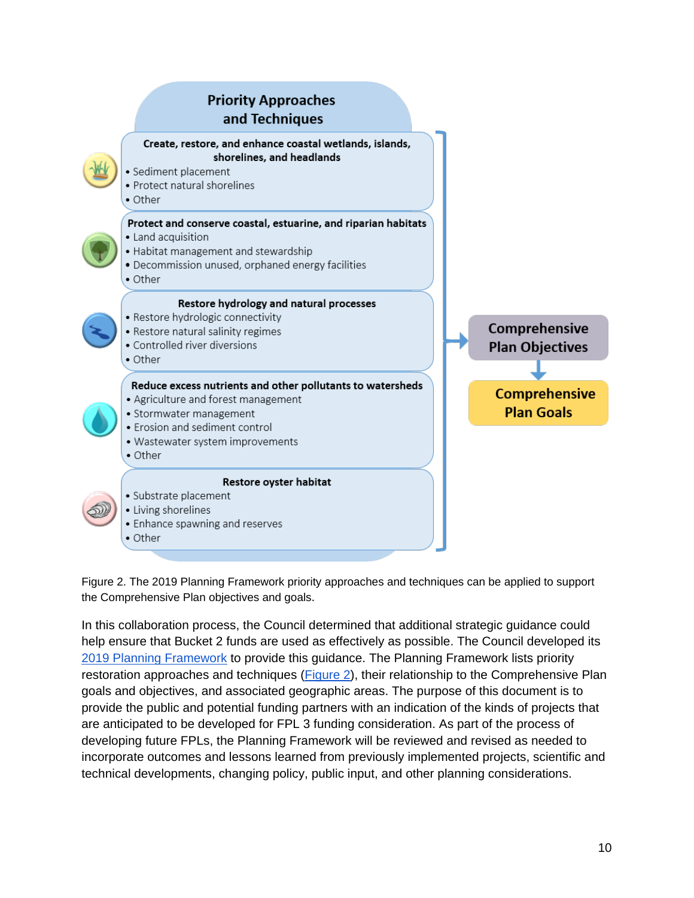**Priority Approaches and Techniques**

**Create, restore, and enhance coastal wetlands, islands, shorelines, and headlands**
- Sediment placement
- Protect natural shorelines
- Other

**Protect and conserve coastal, estuarine, and riparian habitats**
- Land acquisition
- Habitat management and stewardship
- Decommission unused, orphaned energy facilities
- Other

**Restore hydrology and natural processes**
- Restore hydrologic connectivity
- Restore natural salinity regimes
- Controlled river diversions
- Other

**Reduce excess nutrients and other pollutants to watersheds**
- Agriculture and forest management
- Stormwater management
- Erosion and sediment control
- Wastewater system improvements
- Other

**Restore oyster habitat**
- Substrate placement
- Living shorelines
- Enhance spawning and reserves
- Other

→ **Comprehensive Plan Objectives** → **Comprehensive Plan Goals**

Figure 2. The 2019 Planning Framework priority approaches and techniques can be applied to support the Comprehensive Plan objectives and goals.

In this collaboration process, the Council determined that additional strategic guidance could help ensure that Bucket 2 funds are used as effectively as possible. The Council developed its 2019 Planning Framework to provide this guidance. The Planning Framework lists priority restoration approaches and techniques (Figure 2), their relationship to the Comprehensive Plan goals and objectives, and associated geographic areas. The purpose of this document is to provide the public and potential funding partners with an indication of the kinds of projects that are anticipated to be developed for FPL 3 funding consideration. As part of the process of developing future FPLs, the Planning Framework will be reviewed and revised as needed to incorporate outcomes and lessons learned from previously implemented projects, scientific and technical developments, changing policy, public input, and other planning considerations.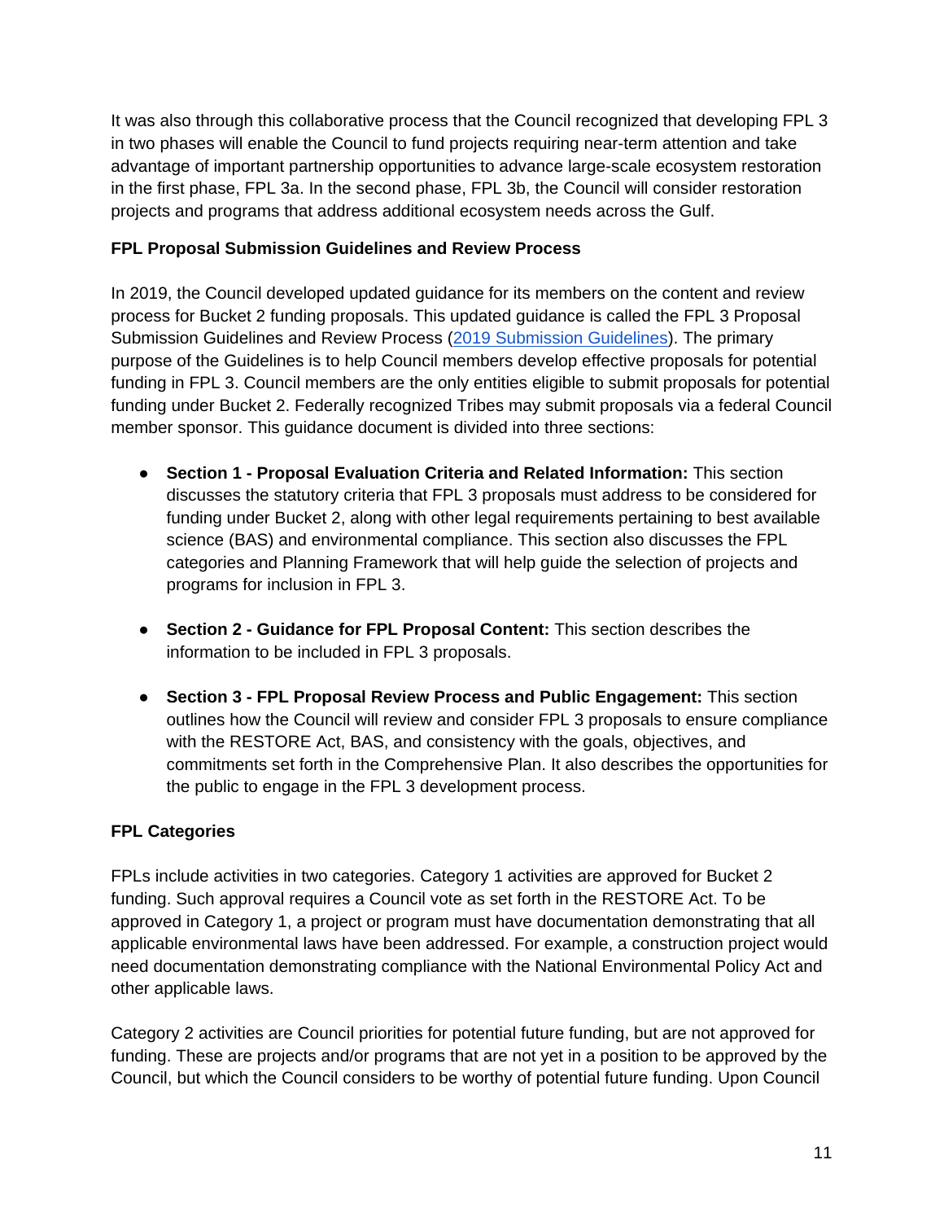It was also through this collaborative process that the Council recognized that developing FPL 3 in two phases will enable the Council to fund projects requiring near-term attention and take advantage of important partnership opportunities to advance large-scale ecosystem restoration in the first phase, FPL 3a. In the second phase, FPL 3b, the Council will consider restoration projects and programs that address additional ecosystem needs across the Gulf.

### FPL Proposal Submission Guidelines and Review Process

In 2019, the Council developed updated guidance for its members on the content and review process for Bucket 2 funding proposals. This updated guidance is called the FPL 3 Proposal Submission Guidelines and Review Process (2019 Submission Guidelines). The primary purpose of the Guidelines is to help Council members develop effective proposals for potential funding in FPL 3. Council members are the only entities eligible to submit proposals for potential funding under Bucket 2. Federally recognized Tribes may submit proposals via a federal Council member sponsor. This guidance document is divided into three sections:

- **Section 1 - Proposal Evaluation Criteria and Related Information:** This section discusses the statutory criteria that FPL 3 proposals must address to be considered for funding under Bucket 2, along with other legal requirements pertaining to best available science (BAS) and environmental compliance. This section also discusses the FPL categories and Planning Framework that will help guide the selection of projects and programs for inclusion in FPL 3.

- **Section 2 - Guidance for FPL Proposal Content:** This section describes the information to be included in FPL 3 proposals.

- **Section 3 - FPL Proposal Review Process and Public Engagement:** This section outlines how the Council will review and consider FPL 3 proposals to ensure compliance with the RESTORE Act, BAS, and consistency with the goals, objectives, and commitments set forth in the Comprehensive Plan. It also describes the opportunities for the public to engage in the FPL 3 development process.

### FPL Categories

FPLs include activities in two categories. Category 1 activities are approved for Bucket 2 funding. Such approval requires a Council vote as set forth in the RESTORE Act. To be approved in Category 1, a project or program must have documentation demonstrating that all applicable environmental laws have been addressed. For example, a construction project would need documentation demonstrating compliance with the National Environmental Policy Act and other applicable laws.

Category 2 activities are Council priorities for potential future funding, but are not approved for funding. These are projects and/or programs that are not yet in a position to be approved by the Council, but which the Council considers to be worthy of potential future funding. Upon Council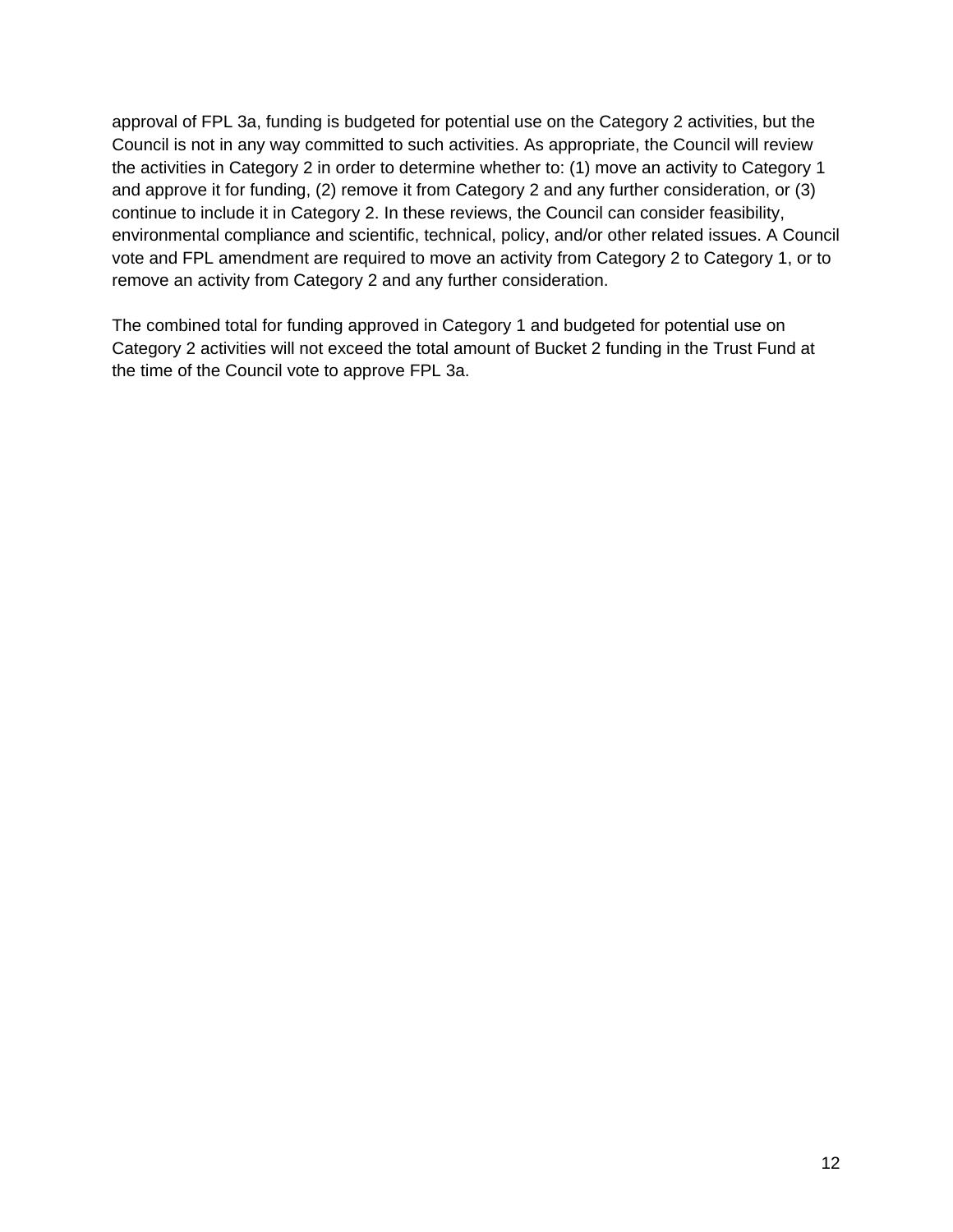approval of FPL 3a, funding is budgeted for potential use on the Category 2 activities, but the Council is not in any way committed to such activities. As appropriate, the Council will review the activities in Category 2 in order to determine whether to: (1) move an activity to Category 1 and approve it for funding, (2) remove it from Category 2 and any further consideration, or (3) continue to include it in Category 2. In these reviews, the Council can consider feasibility, environmental compliance and scientific, technical, policy, and/or other related issues. A Council vote and FPL amendment are required to move an activity from Category 2 to Category 1, or to remove an activity from Category 2 and any further consideration.

The combined total for funding approved in Category 1 and budgeted for potential use on Category 2 activities will not exceed the total amount of Bucket 2 funding in the Trust Fund at the time of the Council vote to approve FPL 3a.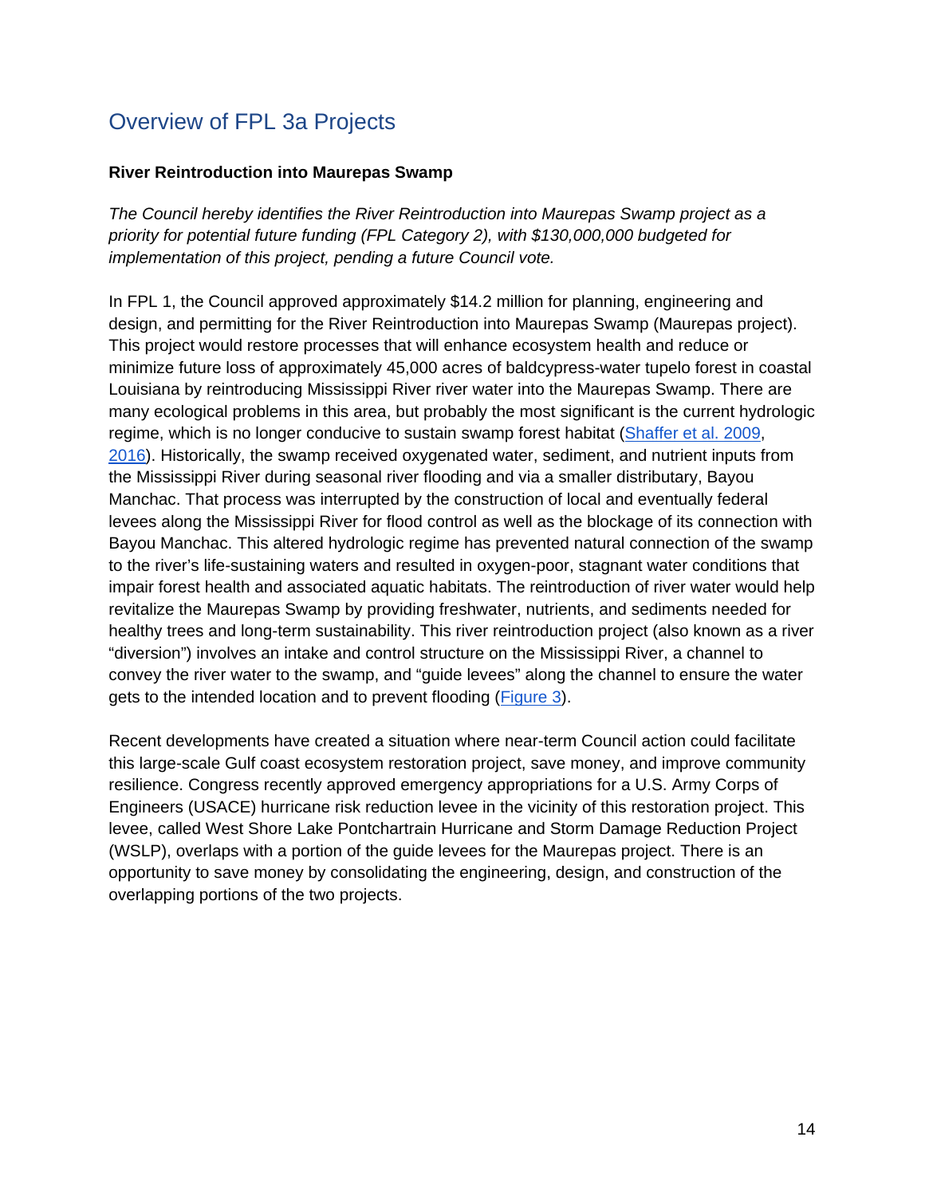## Overview of FPL 3a Projects

**River Reintroduction into Maurepas Swamp**

*The Council hereby identifies the River Reintroduction into Maurepas Swamp project as a priority for potential future funding (FPL Category 2), with $130,000,000 budgeted for implementation of this project, pending a future Council vote.*

In FPL 1, the Council approved approximately $14.2 million for planning, engineering and design, and permitting for the River Reintroduction into Maurepas Swamp (Maurepas project). This project would restore processes that will enhance ecosystem health and reduce or minimize future loss of approximately 45,000 acres of baldcypress-water tupelo forest in coastal Louisiana by reintroducing Mississippi River river water into the Maurepas Swamp. There are many ecological problems in this area, but probably the most significant is the current hydrologic regime, which is no longer conducive to sustain swamp forest habitat (Shaffer et al. 2009, 2016). Historically, the swamp received oxygenated water, sediment, and nutrient inputs from the Mississippi River during seasonal river flooding and via a smaller distributary, Bayou Manchac. That process was interrupted by the construction of local and eventually federal levees along the Mississippi River for flood control as well as the blockage of its connection with Bayou Manchac. This altered hydrologic regime has prevented natural connection of the swamp to the river's life-sustaining waters and resulted in oxygen-poor, stagnant water conditions that impair forest health and associated aquatic habitats. The reintroduction of river water would help revitalize the Maurepas Swamp by providing freshwater, nutrients, and sediments needed for healthy trees and long-term sustainability. This river reintroduction project (also known as a river "diversion") involves an intake and control structure on the Mississippi River, a channel to convey the river water to the swamp, and "guide levees" along the channel to ensure the water gets to the intended location and to prevent flooding (Figure 3).

Recent developments have created a situation where near-term Council action could facilitate this large-scale Gulf coast ecosystem restoration project, save money, and improve community resilience. Congress recently approved emergency appropriations for a U.S. Army Corps of Engineers (USACE) hurricane risk reduction levee in the vicinity of this restoration project. This levee, called West Shore Lake Pontchartrain Hurricane and Storm Damage Reduction Project (WSLP), overlaps with a portion of the guide levees for the Maurepas project. There is an opportunity to save money by consolidating the engineering, design, and construction of the overlapping portions of the two projects.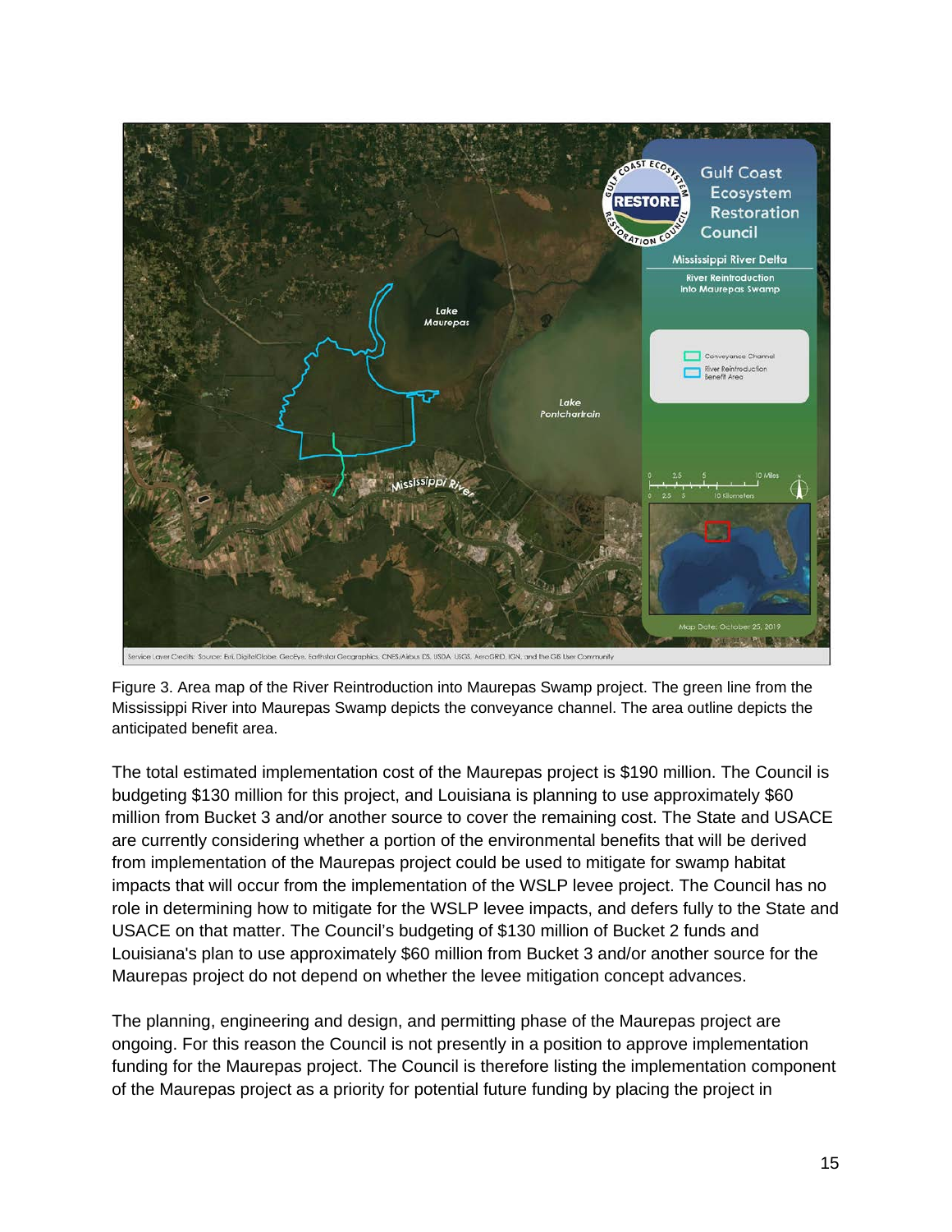Figure 3. Area map of the River Reintroduction into Maurepas Swamp project. The green line from the Mississippi River into Maurepas Swamp depicts the conveyance channel. The area outline depicts the anticipated benefit area.

The total estimated implementation cost of the Maurepas project is $190 million. The Council is budgeting $130 million for this project, and Louisiana is planning to use approximately $60 million from Bucket 3 and/or another source to cover the remaining cost. The State and USACE are currently considering whether a portion of the environmental benefits that will be derived from implementation of the Maurepas project could be used to mitigate for swamp habitat impacts that will occur from the implementation of the WSLP levee project. The Council has no role in determining how to mitigate for the WSLP levee impacts, and defers fully to the State and USACE on that matter. The Council's budgeting of $130 million of Bucket 2 funds and Louisiana's plan to use approximately $60 million from Bucket 3 and/or another source for the Maurepas project do not depend on whether the levee mitigation concept advances.

The planning, engineering and design, and permitting phase of the Maurepas project are ongoing. For this reason the Council is not presently in a position to approve implementation funding for the Maurepas project. The Council is therefore listing the implementation component of the Maurepas project as a priority for potential future funding by placing the project in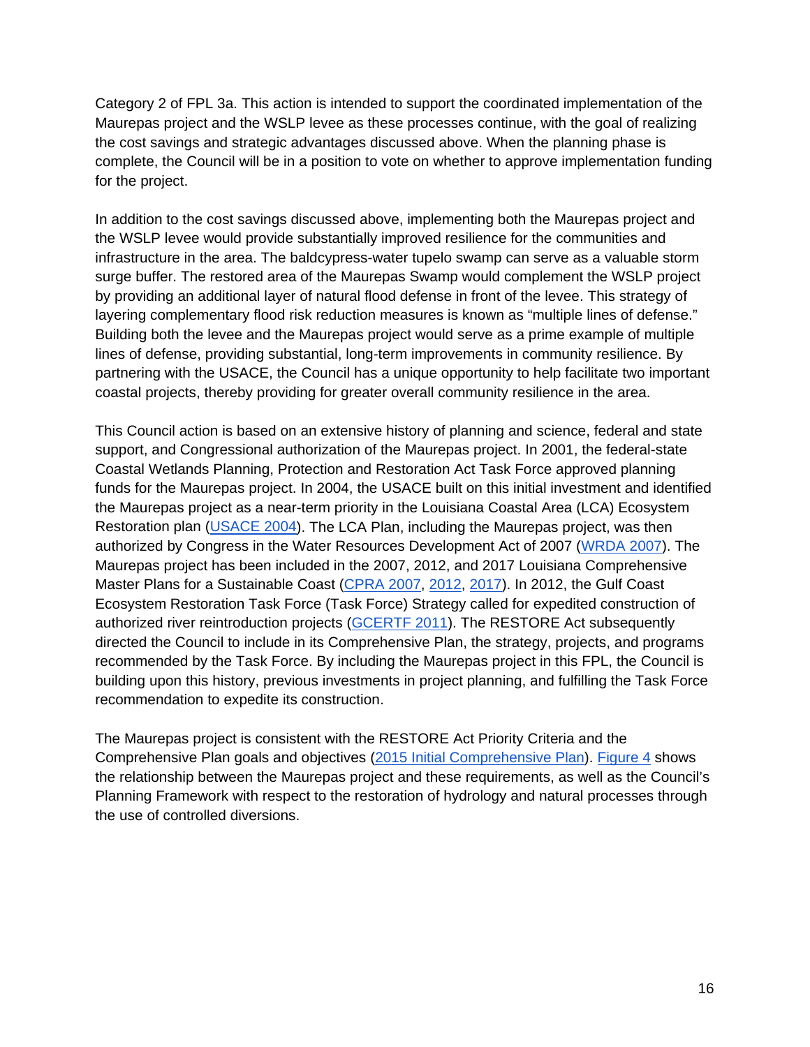Category 2 of FPL 3a. This action is intended to support the coordinated implementation of the Maurepas project and the WSLP levee as these processes continue, with the goal of realizing the cost savings and strategic advantages discussed above. When the planning phase is complete, the Council will be in a position to vote on whether to approve implementation funding for the project.

In addition to the cost savings discussed above, implementing both the Maurepas project and the WSLP levee would provide substantially improved resilience for the communities and infrastructure in the area. The baldcypress-water tupelo swamp can serve as a valuable storm surge buffer. The restored area of the Maurepas Swamp would complement the WSLP project by providing an additional layer of natural flood defense in front of the levee. This strategy of layering complementary flood risk reduction measures is known as "multiple lines of defense." Building both the levee and the Maurepas project would serve as a prime example of multiple lines of defense, providing substantial, long-term improvements in community resilience. By partnering with the USACE, the Council has a unique opportunity to help facilitate two important coastal projects, thereby providing for greater overall community resilience in the area.

This Council action is based on an extensive history of planning and science, federal and state support, and Congressional authorization of the Maurepas project. In 2001, the federal-state Coastal Wetlands Planning, Protection and Restoration Act Task Force approved planning funds for the Maurepas project. In 2004, the USACE built on this initial investment and identified the Maurepas project as a near-term priority in the Louisiana Coastal Area (LCA) Ecosystem Restoration plan (USACE 2004). The LCA Plan, including the Maurepas project, was then authorized by Congress in the Water Resources Development Act of 2007 (WRDA 2007). The Maurepas project has been included in the 2007, 2012, and 2017 Louisiana Comprehensive Master Plans for a Sustainable Coast (CPRA 2007, 2012, 2017). In 2012, the Gulf Coast Ecosystem Restoration Task Force (Task Force) Strategy called for expedited construction of authorized river reintroduction projects (GCERTF 2011). The RESTORE Act subsequently directed the Council to include in its Comprehensive Plan, the strategy, projects, and programs recommended by the Task Force. By including the Maurepas project in this FPL, the Council is building upon this history, previous investments in project planning, and fulfilling the Task Force recommendation to expedite its construction.

The Maurepas project is consistent with the RESTORE Act Priority Criteria and the Comprehensive Plan goals and objectives (2015 Initial Comprehensive Plan). Figure 4 shows the relationship between the Maurepas project and these requirements, as well as the Council's Planning Framework with respect to the restoration of hydrology and natural processes through the use of controlled diversions.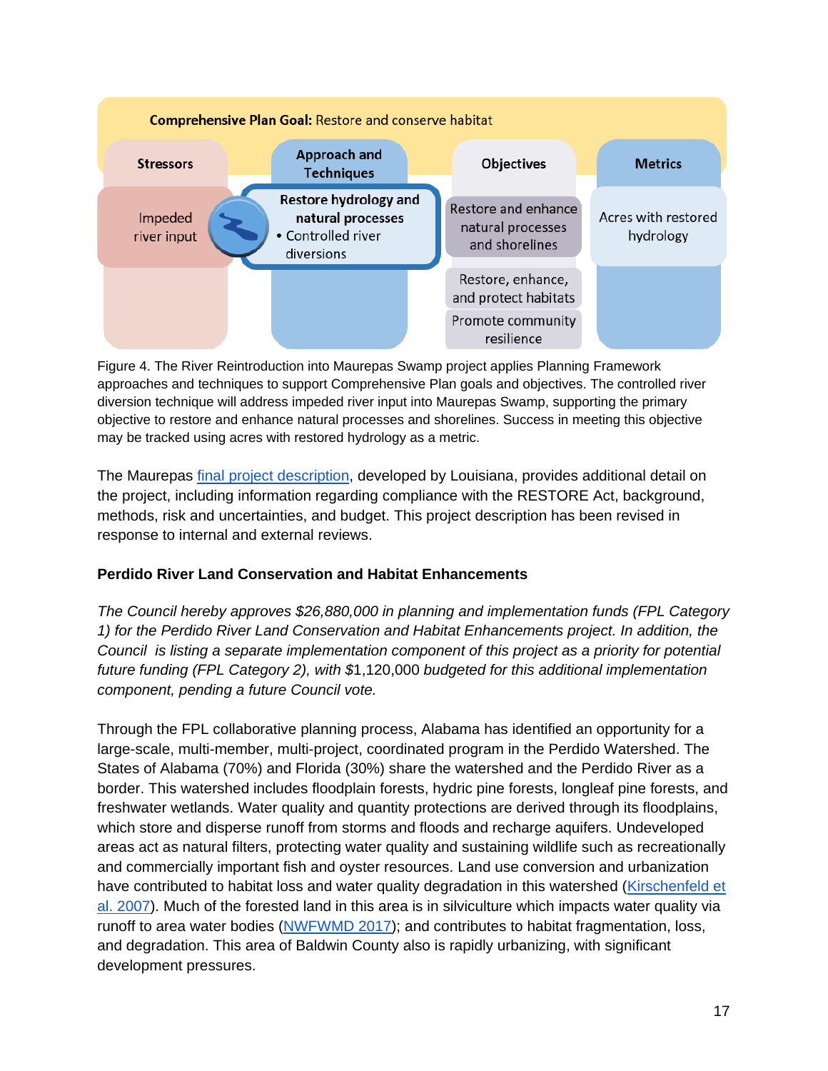| Comprehensive Plan Goal: Restore and conserve habitat | | | |
|---|---|---|---|
| **Stressors** | **Approach and Techniques** | **Objectives** | **Metrics** |
| Impeded river input | **Restore hydrology and natural processes** • Controlled river diversions | Restore and enhance natural processes and shorelines | Acres with restored hydrology |
| | | Restore, enhance, and protect habitats | |
| | | Promote community resilience | |

Figure 4. The River Reintroduction into Maurepas Swamp project applies Planning Framework approaches and techniques to support Comprehensive Plan goals and objectives. The controlled river diversion technique will address impeded river input into Maurepas Swamp, supporting the primary objective to restore and enhance natural processes and shorelines. Success in meeting this objective may be tracked using acres with restored hydrology as a metric.

The Maurepas final project description, developed by Louisiana, provides additional detail on the project, including information regarding compliance with the RESTORE Act, background, methods, risk and uncertainties, and budget. This project description has been revised in response to internal and external reviews.

### Perdido River Land Conservation and Habitat Enhancements

*The Council hereby approves $26,880,000 in planning and implementation funds (FPL Category 1) for the Perdido River Land Conservation and Habitat Enhancements project. In addition, the Council is listing a separate implementation component of this project as a priority for potential future funding (FPL Category 2), with* $1,120,000 *budgeted for this additional implementation component, pending a future Council vote.*

Through the FPL collaborative planning process, Alabama has identified an opportunity for a large-scale, multi-member, multi-project, coordinated program in the Perdido Watershed. The States of Alabama (70%) and Florida (30%) share the watershed and the Perdido River as a border. This watershed includes floodplain forests, hydric pine forests, longleaf pine forests, and freshwater wetlands. Water quality and quantity protections are derived through its floodplains, which store and disperse runoff from storms and floods and recharge aquifers. Undeveloped areas act as natural filters, protecting water quality and sustaining wildlife such as recreationally and commercially important fish and oyster resources. Land use conversion and urbanization have contributed to habitat loss and water quality degradation in this watershed (Kirschenfeld et al. 2007). Much of the forested land in this area is in silviculture which impacts water quality via runoff to area water bodies (NWFWMD 2017); and contributes to habitat fragmentation, loss, and degradation. This area of Baldwin County also is rapidly urbanizing, with significant development pressures.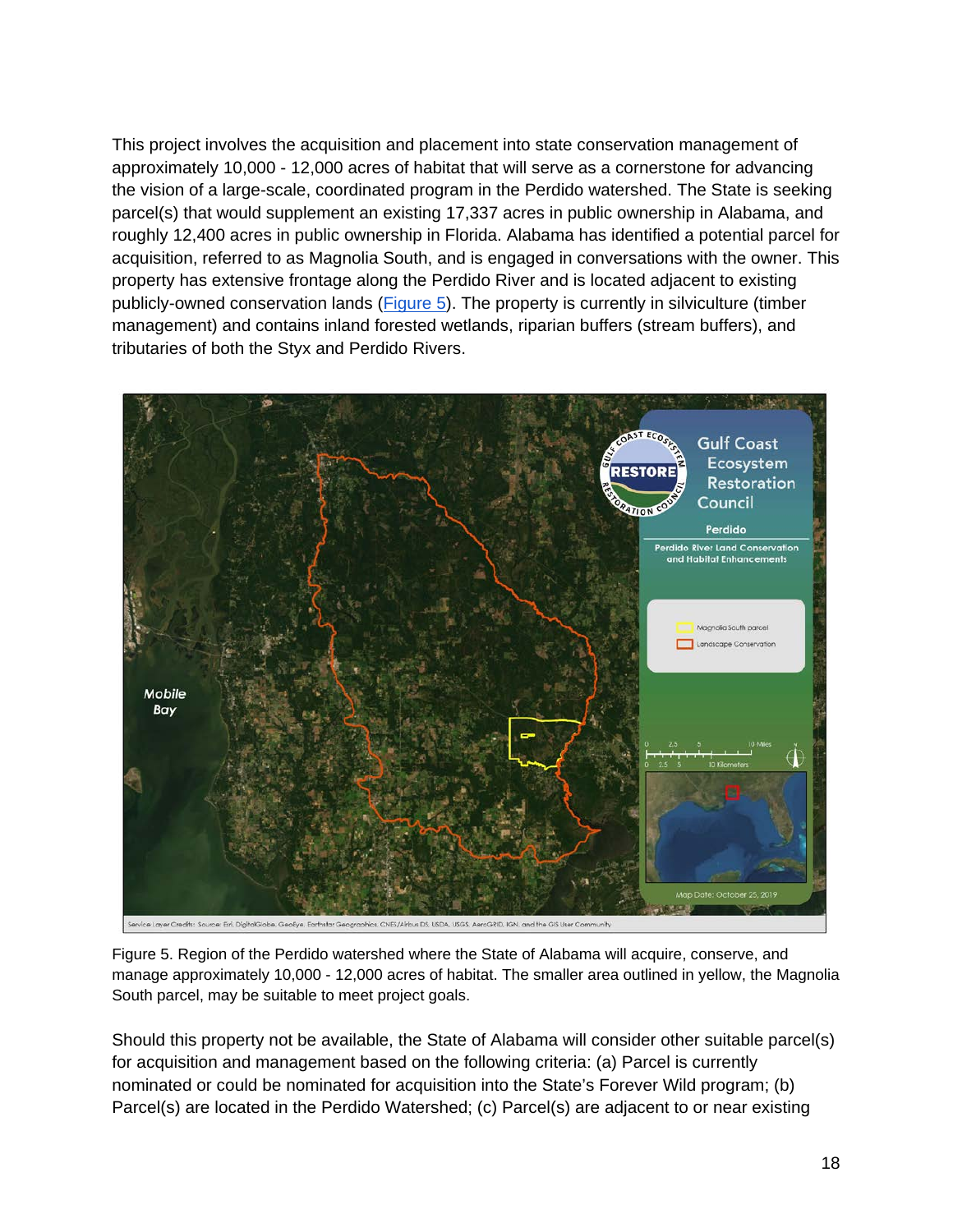This project involves the acquisition and placement into state conservation management of approximately 10,000 - 12,000 acres of habitat that will serve as a cornerstone for advancing the vision of a large-scale, coordinated program in the Perdido watershed. The State is seeking parcel(s) that would supplement an existing 17,337 acres in public ownership in Alabama, and roughly 12,400 acres in public ownership in Florida. Alabama has identified a potential parcel for acquisition, referred to as Magnolia South, and is engaged in conversations with the owner. This property has extensive frontage along the Perdido River and is located adjacent to existing publicly-owned conservation lands (Figure 5). The property is currently in silviculture (timber management) and contains inland forested wetlands, riparian buffers (stream buffers), and tributaries of both the Styx and Perdido Rivers.

Figure 5. Region of the Perdido watershed where the State of Alabama will acquire, conserve, and manage approximately 10,000 - 12,000 acres of habitat. The smaller area outlined in yellow, the Magnolia South parcel, may be suitable to meet project goals.

Should this property not be available, the State of Alabama will consider other suitable parcel(s) for acquisition and management based on the following criteria: (a) Parcel is currently nominated or could be nominated for acquisition into the State's Forever Wild program; (b) Parcel(s) are located in the Perdido Watershed; (c) Parcel(s) are adjacent to or near existing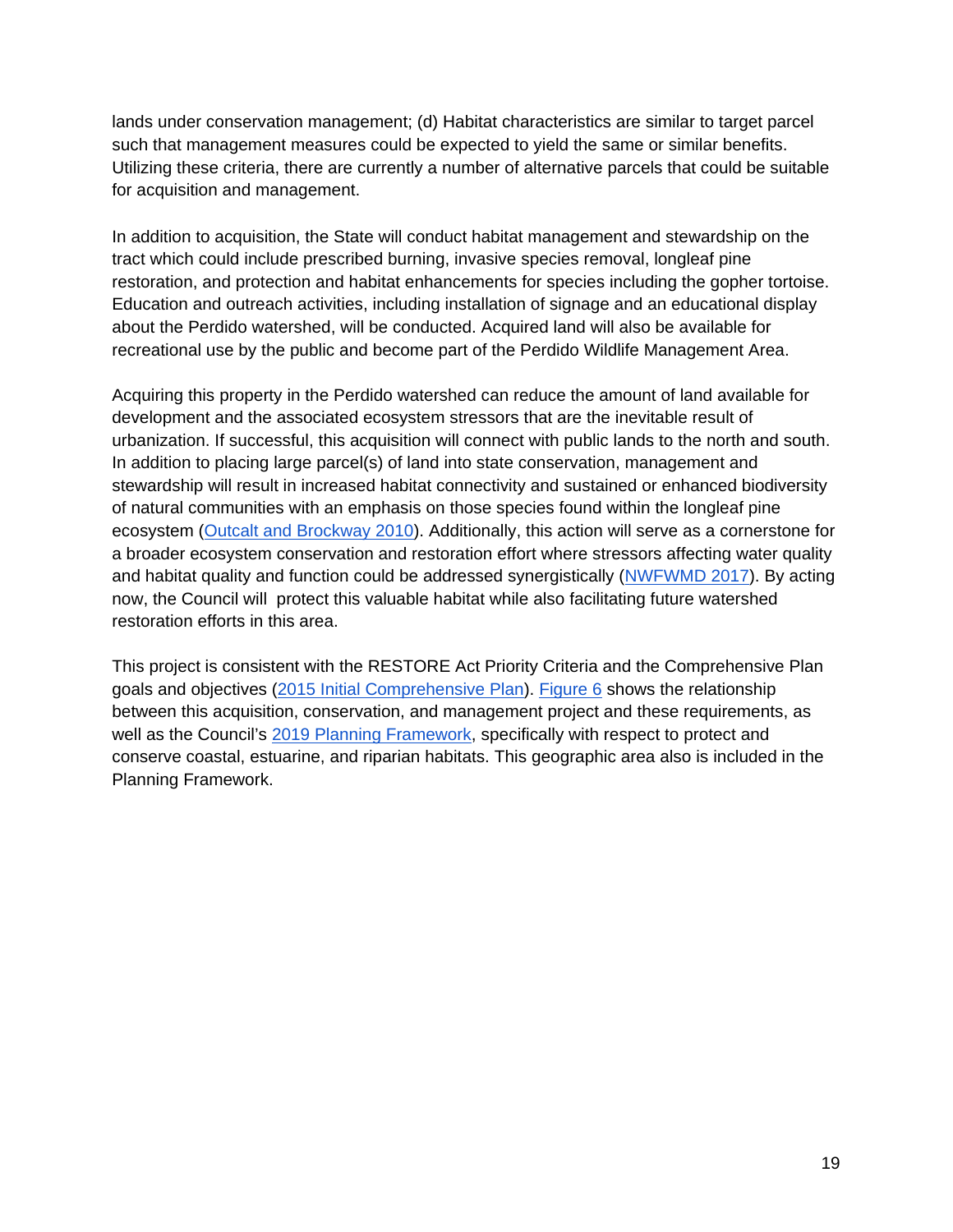lands under conservation management; (d) Habitat characteristics are similar to target parcel such that management measures could be expected to yield the same or similar benefits. Utilizing these criteria, there are currently a number of alternative parcels that could be suitable for acquisition and management.

In addition to acquisition, the State will conduct habitat management and stewardship on the tract which could include prescribed burning, invasive species removal, longleaf pine restoration, and protection and habitat enhancements for species including the gopher tortoise. Education and outreach activities, including installation of signage and an educational display about the Perdido watershed, will be conducted. Acquired land will also be available for recreational use by the public and become part of the Perdido Wildlife Management Area.

Acquiring this property in the Perdido watershed can reduce the amount of land available for development and the associated ecosystem stressors that are the inevitable result of urbanization. If successful, this acquisition will connect with public lands to the north and south. In addition to placing large parcel(s) of land into state conservation, management and stewardship will result in increased habitat connectivity and sustained or enhanced biodiversity of natural communities with an emphasis on those species found within the longleaf pine ecosystem (Outcalt and Brockway 2010). Additionally, this action will serve as a cornerstone for a broader ecosystem conservation and restoration effort where stressors affecting water quality and habitat quality and function could be addressed synergistically (NWFWMD 2017). By acting now, the Council will protect this valuable habitat while also facilitating future watershed restoration efforts in this area.

This project is consistent with the RESTORE Act Priority Criteria and the Comprehensive Plan goals and objectives (2015 Initial Comprehensive Plan). Figure 6 shows the relationship between this acquisition, conservation, and management project and these requirements, as well as the Council's 2019 Planning Framework, specifically with respect to protect and conserve coastal, estuarine, and riparian habitats. This geographic area also is included in the Planning Framework.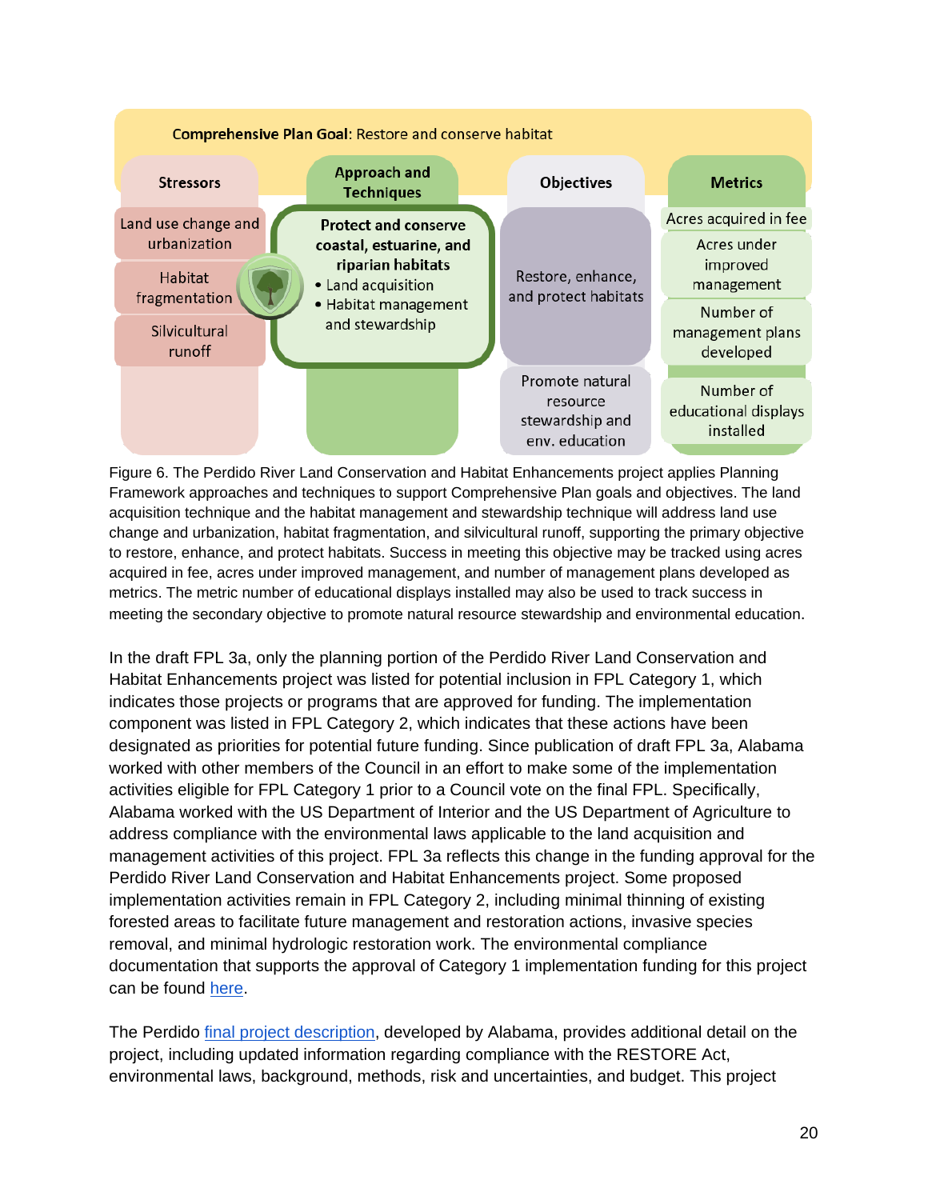**Comprehensive Plan Goal:** Restore and conserve habitat

| Stressors | Approach and Techniques | Objectives | Metrics |
| --- | --- | --- | --- |
| Land use change and urbanization<br>Habitat fragmentation<br>Silvicultural runoff | **Protect and conserve coastal, estuarine, and riparian habitats**<br>• Land acquisition<br>• Habitat management and stewardship | Restore, enhance, and protect habitats | Acres acquired in fee<br>Acres under improved management<br>Number of management plans developed |
| | | Promote natural resource stewardship and env. education | Number of educational displays installed |

Figure 6. The Perdido River Land Conservation and Habitat Enhancements project applies Planning Framework approaches and techniques to support Comprehensive Plan goals and objectives. The land acquisition technique and the habitat management and stewardship technique will address land use change and urbanization, habitat fragmentation, and silvicultural runoff, supporting the primary objective to restore, enhance, and protect habitats. Success in meeting this objective may be tracked using acres acquired in fee, acres under improved management, and number of management plans developed as metrics. The metric number of educational displays installed may also be used to track success in meeting the secondary objective to promote natural resource stewardship and environmental education.

In the draft FPL 3a, only the planning portion of the Perdido River Land Conservation and Habitat Enhancements project was listed for potential inclusion in FPL Category 1, which indicates those projects or programs that are approved for funding. The implementation component was listed in FPL Category 2, which indicates that these actions have been designated as priorities for potential future funding. Since publication of draft FPL 3a, Alabama worked with other members of the Council in an effort to make some of the implementation activities eligible for FPL Category 1 prior to a Council vote on the final FPL. Specifically, Alabama worked with the US Department of Interior and the US Department of Agriculture to address compliance with the environmental laws applicable to the land acquisition and management activities of this project. FPL 3a reflects this change in the funding approval for the Perdido River Land Conservation and Habitat Enhancements project. Some proposed implementation activities remain in FPL Category 2, including minimal thinning of existing forested areas to facilitate future management and restoration actions, invasive species removal, and minimal hydrologic restoration work. The environmental compliance documentation that supports the approval of Category 1 implementation funding for this project can be found here.

The Perdido final project description, developed by Alabama, provides additional detail on the project, including updated information regarding compliance with the RESTORE Act, environmental laws, background, methods, risk and uncertainties, and budget. This project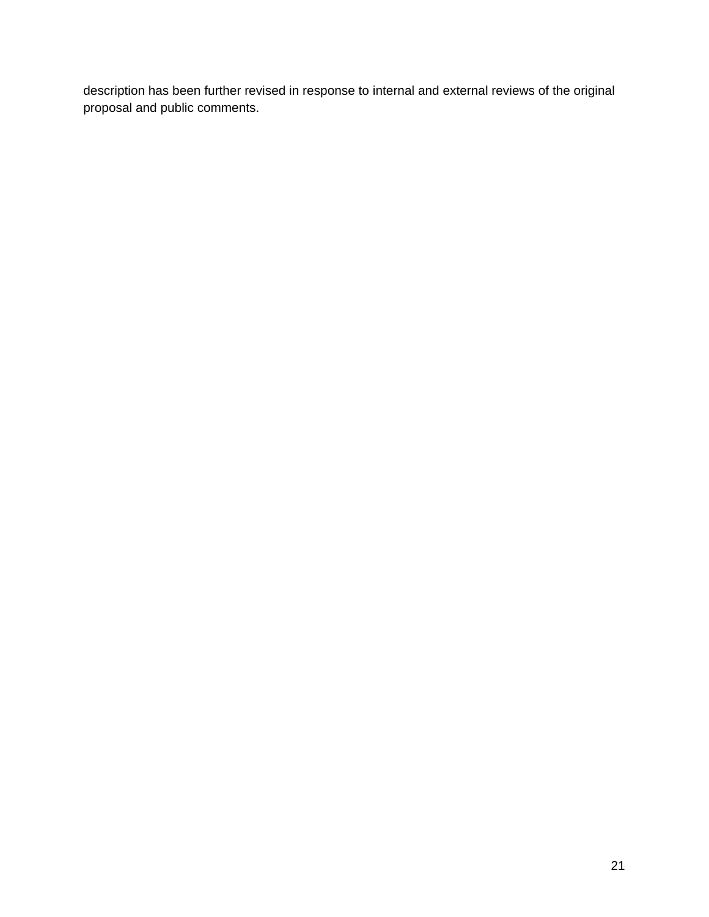description has been further revised in response to internal and external reviews of the original proposal and public comments.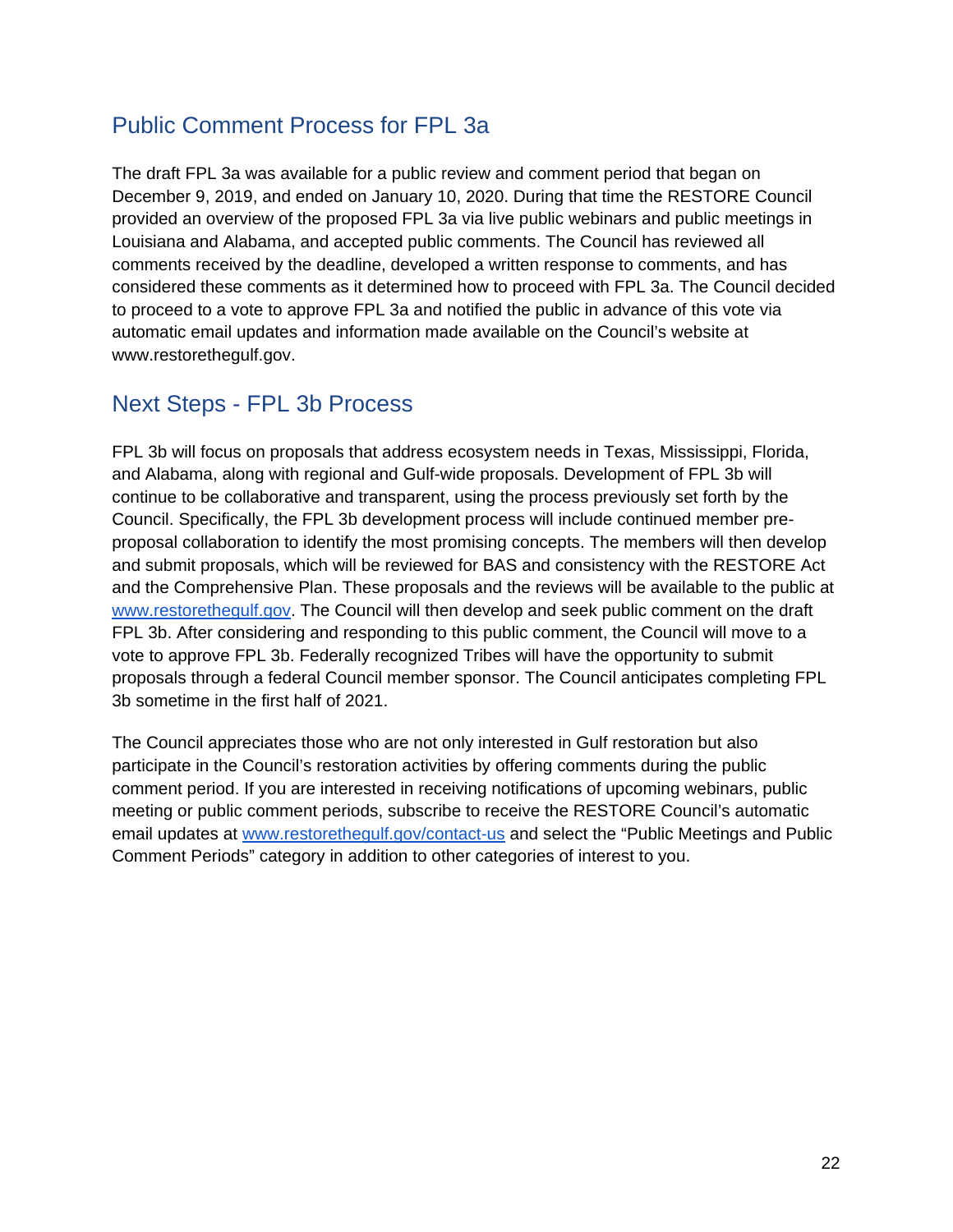## Public Comment Process for FPL 3a

The draft FPL 3a was available for a public review and comment period that began on December 9, 2019, and ended on January 10, 2020. During that time the RESTORE Council provided an overview of the proposed FPL 3a via live public webinars and public meetings in Louisiana and Alabama, and accepted public comments. The Council has reviewed all comments received by the deadline, developed a written response to comments, and has considered these comments as it determined how to proceed with FPL 3a. The Council decided to proceed to a vote to approve FPL 3a and notified the public in advance of this vote via automatic email updates and information made available on the Council's website at www.restorethegulf.gov.

## Next Steps - FPL 3b Process

FPL 3b will focus on proposals that address ecosystem needs in Texas, Mississippi, Florida, and Alabama, along with regional and Gulf-wide proposals. Development of FPL 3b will continue to be collaborative and transparent, using the process previously set forth by the Council. Specifically, the FPL 3b development process will include continued member pre-proposal collaboration to identify the most promising concepts. The members will then develop and submit proposals, which will be reviewed for BAS and consistency with the RESTORE Act and the Comprehensive Plan. These proposals and the reviews will be available to the public at [www.restorethegulf.gov](http://www.restorethegulf.gov). The Council will then develop and seek public comment on the draft FPL 3b. After considering and responding to this public comment, the Council will move to a vote to approve FPL 3b. Federally recognized Tribes will have the opportunity to submit proposals through a federal Council member sponsor. The Council anticipates completing FPL 3b sometime in the first half of 2021.

The Council appreciates those who are not only interested in Gulf restoration but also participate in the Council's restoration activities by offering comments during the public comment period. If you are interested in receiving notifications of upcoming webinars, public meeting or public comment periods, subscribe to receive the RESTORE Council's automatic email updates at [www.restorethegulf.gov/contact-us](http://www.restorethegulf.gov/contact-us) and select the "Public Meetings and Public Comment Periods" category in addition to other categories of interest to you.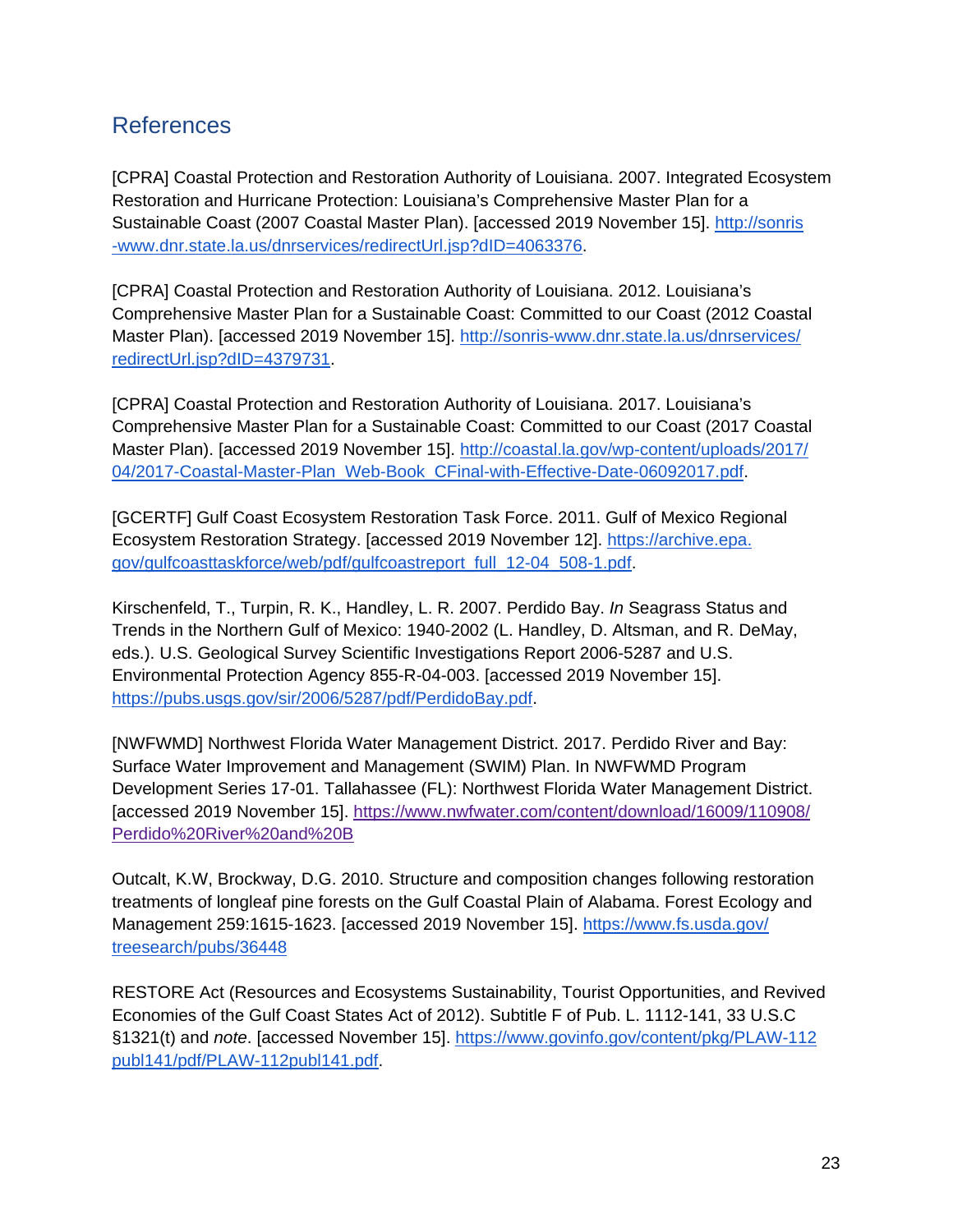## References

[CPRA] Coastal Protection and Restoration Authority of Louisiana. 2007. Integrated Ecosystem Restoration and Hurricane Protection: Louisiana's Comprehensive Master Plan for a Sustainable Coast (2007 Coastal Master Plan). [accessed 2019 November 15]. http://sonris-www.dnr.state.la.us/dnrservices/redirectUrl.jsp?dID=4063376.

[CPRA] Coastal Protection and Restoration Authority of Louisiana. 2012. Louisiana's Comprehensive Master Plan for a Sustainable Coast: Committed to our Coast (2012 Coastal Master Plan). [accessed 2019 November 15]. http://sonris-www.dnr.state.la.us/dnrservices/redirectUrl.jsp?dID=4379731.

[CPRA] Coastal Protection and Restoration Authority of Louisiana. 2017. Louisiana's Comprehensive Master Plan for a Sustainable Coast: Committed to our Coast (2017 Coastal Master Plan). [accessed 2019 November 15]. http://coastal.la.gov/wp-content/uploads/2017/04/2017-Coastal-Master-Plan_Web-Book_CFinal-with-Effective-Date-06092017.pdf.

[GCERTF] Gulf Coast Ecosystem Restoration Task Force. 2011. Gulf of Mexico Regional Ecosystem Restoration Strategy. [accessed 2019 November 12]. https://archive.epa.gov/gulfcoasttaskforce/web/pdf/gulfcoastreport_full_12-04_508-1.pdf.

Kirschenfeld, T., Turpin, R. K., Handley, L. R. 2007. Perdido Bay. *In* Seagrass Status and Trends in the Northern Gulf of Mexico: 1940-2002 (L. Handley, D. Altsman, and R. DeMay, eds.). U.S. Geological Survey Scientific Investigations Report 2006-5287 and U.S. Environmental Protection Agency 855-R-04-003. [accessed 2019 November 15]. https://pubs.usgs.gov/sir/2006/5287/pdf/PerdidoBay.pdf.

[NWFWMD] Northwest Florida Water Management District. 2017. Perdido River and Bay: Surface Water Improvement and Management (SWIM) Plan. In NWFWMD Program Development Series 17-01. Tallahassee (FL): Northwest Florida Water Management District. [accessed 2019 November 15]. https://www.nwfwater.com/content/download/16009/110908/Perdido%20River%20and%20B

Outcalt, K.W, Brockway, D.G. 2010. Structure and composition changes following restoration treatments of longleaf pine forests on the Gulf Coastal Plain of Alabama. Forest Ecology and Management 259:1615-1623. [accessed 2019 November 15]. https://www.fs.usda.gov/treesearch/pubs/36448

RESTORE Act (Resources and Ecosystems Sustainability, Tourist Opportunities, and Revived Economies of the Gulf Coast States Act of 2012). Subtitle F of Pub. L. 1112-141, 33 U.S.C §1321(t) and *note*. [accessed November 15]. https://www.govinfo.gov/content/pkg/PLAW-112publ141/pdf/PLAW-112publ141.pdf.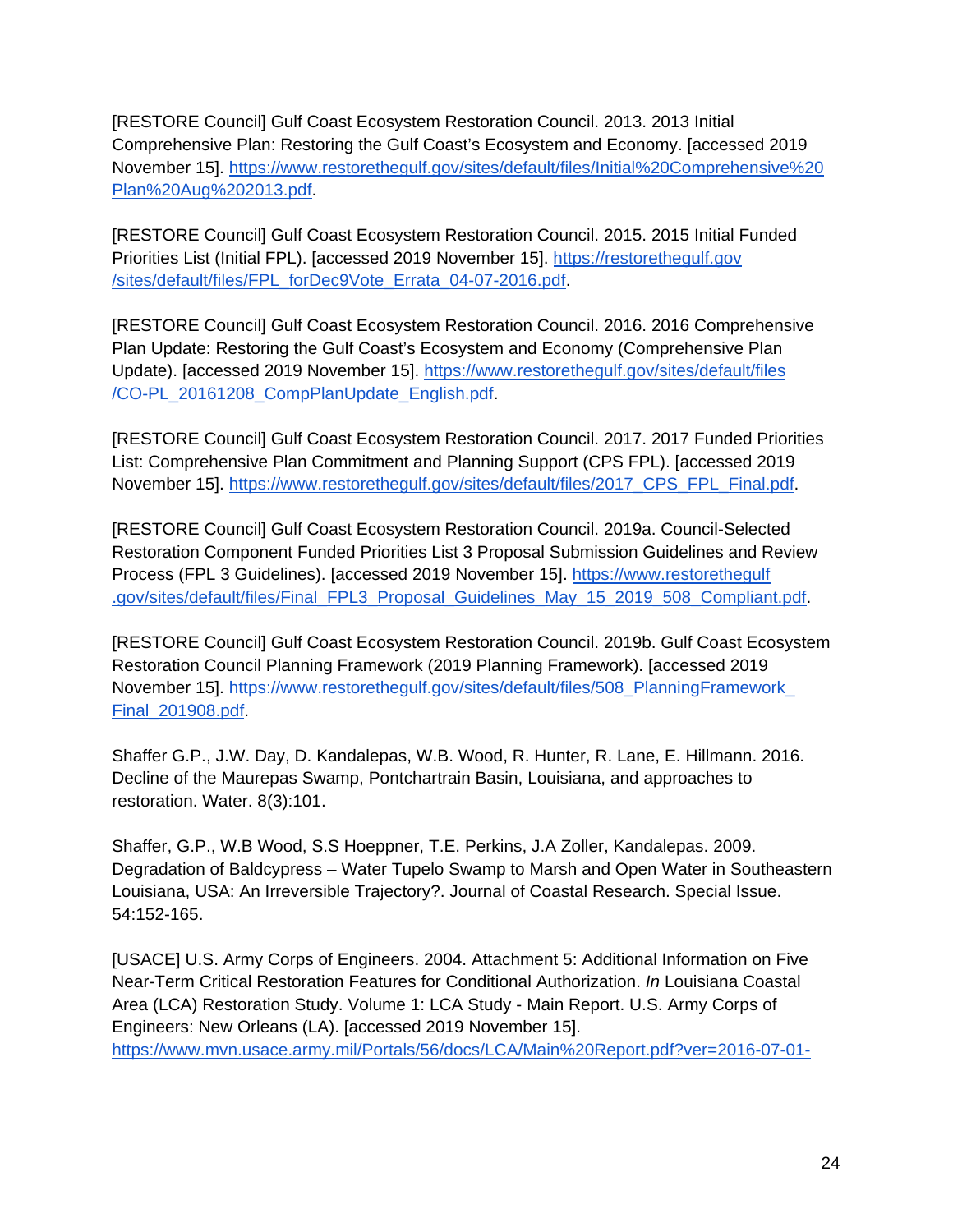[RESTORE Council] Gulf Coast Ecosystem Restoration Council. 2013. 2013 Initial Comprehensive Plan: Restoring the Gulf Coast's Ecosystem and Economy. [accessed 2019 November 15]. https://www.restorethegulf.gov/sites/default/files/Initial%20Comprehensive%20Plan%20Aug%202013.pdf.

[RESTORE Council] Gulf Coast Ecosystem Restoration Council. 2015. 2015 Initial Funded Priorities List (Initial FPL). [accessed 2019 November 15]. https://restorethegulf.gov/sites/default/files/FPL_forDec9Vote_Errata_04-07-2016.pdf.

[RESTORE Council] Gulf Coast Ecosystem Restoration Council. 2016. 2016 Comprehensive Plan Update: Restoring the Gulf Coast's Ecosystem and Economy (Comprehensive Plan Update). [accessed 2019 November 15]. https://www.restorethegulf.gov/sites/default/files/CO-PL_20161208_CompPlanUpdate_English.pdf.

[RESTORE Council] Gulf Coast Ecosystem Restoration Council. 2017. 2017 Funded Priorities List: Comprehensive Plan Commitment and Planning Support (CPS FPL). [accessed 2019 November 15]. https://www.restorethegulf.gov/sites/default/files/2017_CPS_FPL_Final.pdf.

[RESTORE Council] Gulf Coast Ecosystem Restoration Council. 2019a. Council-Selected Restoration Component Funded Priorities List 3 Proposal Submission Guidelines and Review Process (FPL 3 Guidelines). [accessed 2019 November 15]. https://www.restorethegulf.gov/sites/default/files/Final_FPL3_Proposal_Guidelines_May_15_2019_508_Compliant.pdf.

[RESTORE Council] Gulf Coast Ecosystem Restoration Council. 2019b. Gulf Coast Ecosystem Restoration Council Planning Framework (2019 Planning Framework). [accessed 2019 November 15]. https://www.restorethegulf.gov/sites/default/files/508_PlanningFramework_Final_201908.pdf.

Shaffer G.P., J.W. Day, D. Kandalepas, W.B. Wood, R. Hunter, R. Lane, E. Hillmann. 2016. Decline of the Maurepas Swamp, Pontchartrain Basin, Louisiana, and approaches to restoration. Water. 8(3):101.

Shaffer, G.P., W.B Wood, S.S Hoeppner, T.E. Perkins, J.A Zoller, Kandalepas. 2009. Degradation of Baldcypress – Water Tupelo Swamp to Marsh and Open Water in Southeastern Louisiana, USA: An Irreversible Trajectory?. Journal of Coastal Research. Special Issue. 54:152-165.

[USACE] U.S. Army Corps of Engineers. 2004. Attachment 5: Additional Information on Five Near-Term Critical Restoration Features for Conditional Authorization. *In* Louisiana Coastal Area (LCA) Restoration Study. Volume 1: LCA Study - Main Report. U.S. Army Corps of Engineers: New Orleans (LA). [accessed 2019 November 15]. https://www.mvn.usace.army.mil/Portals/56/docs/LCA/Main%20Report.pdf?ver=2016-07-01-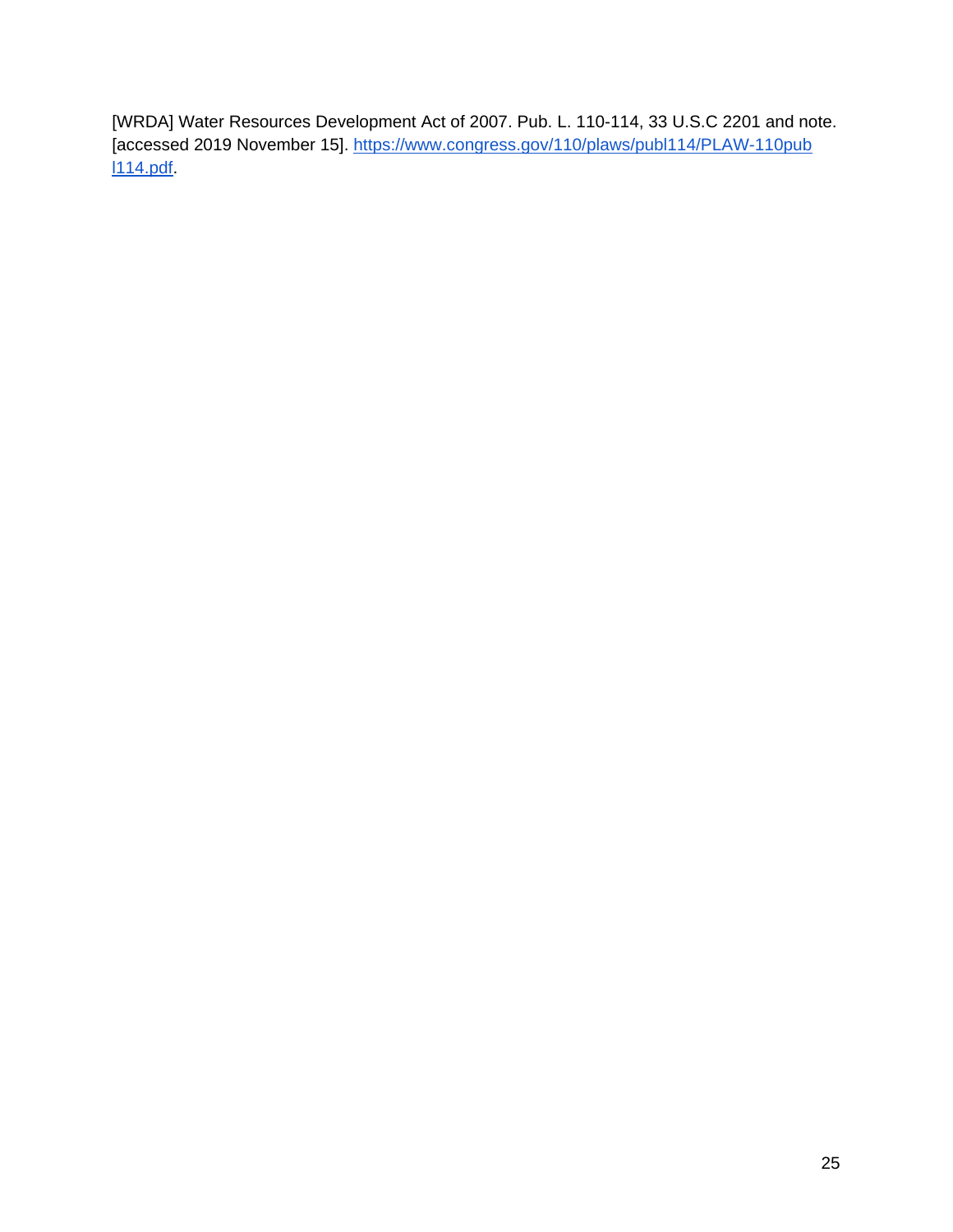[WRDA] Water Resources Development Act of 2007. Pub. L. 110-114, 33 U.S.C 2201 and note. [accessed 2019 November 15]. https://www.congress.gov/110/plaws/publ114/PLAW-110publ114.pdf.